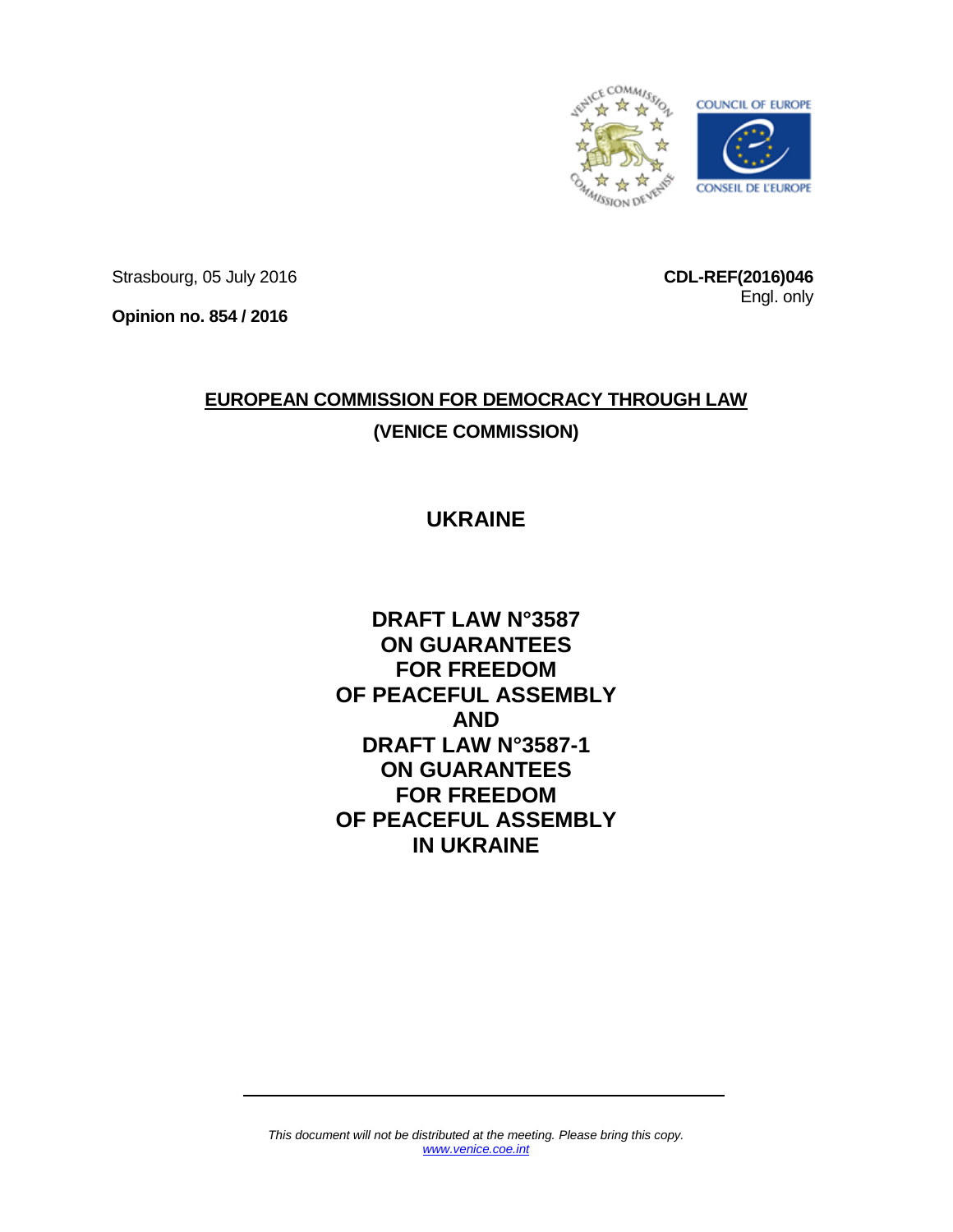Strasbourg, 05 July 2016

**CDL-REF(2016)046**
Engl. only

**Opinion no. 854 / 2016**

# EUROPEAN COMMISSION FOR DEMOCRACY THROUGH LAW
# (VENICE COMMISSION)

# UKRAINE

# DRAFT LAW N°3587 ON GUARANTEES FOR FREEDOM OF PEACEFUL ASSEMBLY AND DRAFT LAW N°3587-1 ON GUARANTEES FOR FREEDOM OF PEACEFUL ASSEMBLY IN UKRAINE

*This document will not be distributed at the meeting. Please bring this copy.*
*www.venice.coe.int*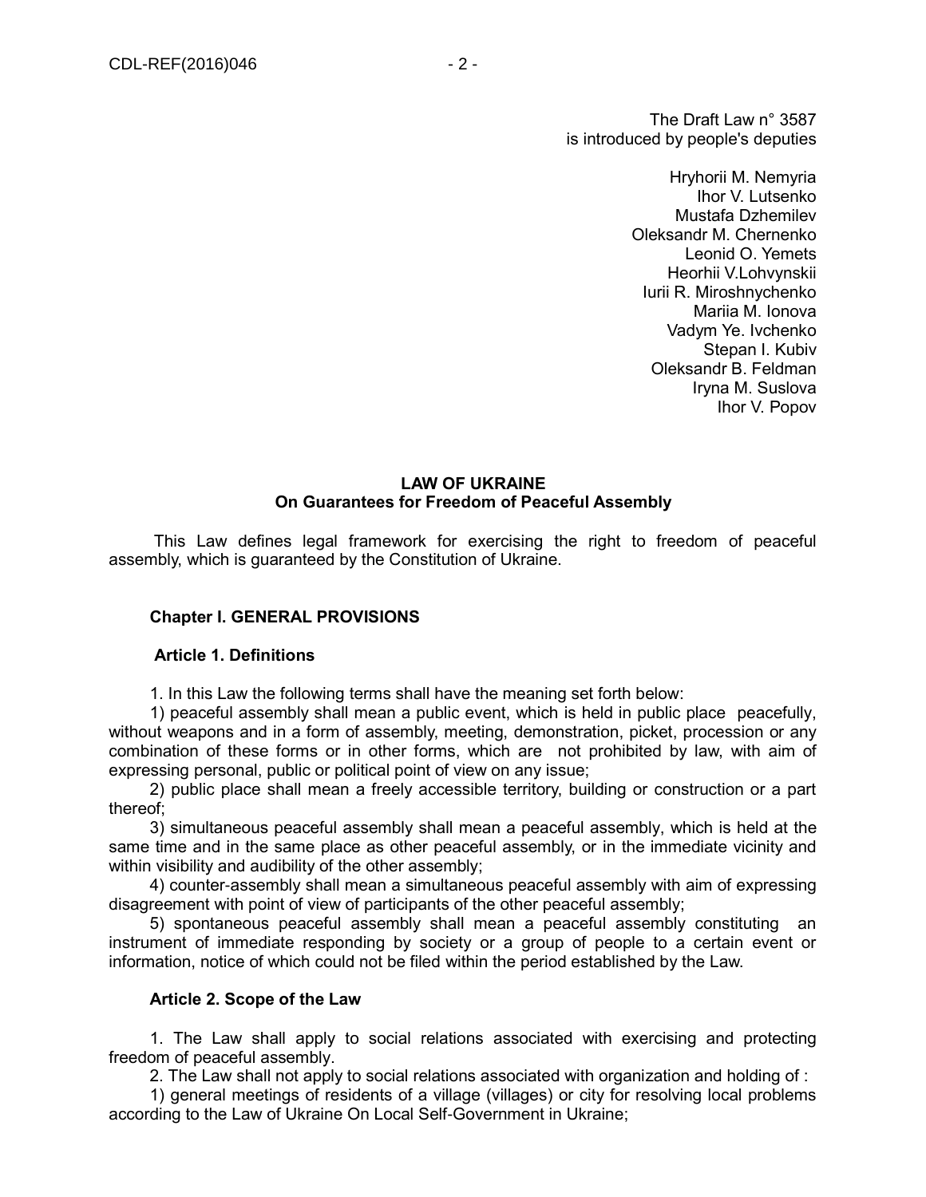The Draft Law n° 3587
is introduced by people's deputies

Hryhorii M. Nemyria
Ihor V. Lutsenko
Mustafa Dzhemilev
Oleksandr M. Chernenko
Leonid O. Yemets
Heorhii V.Lohvynskii
Iurii R. Miroshnychenko
Mariia M. Ionova
Vadym Ye. Ivchenko
Stepan I. Kubiv
Oleksandr B. Feldman
Iryna M. Suslova
Ihor V. Popov

# LAW OF UKRAINE
## On Guarantees for Freedom of Peaceful Assembly

This Law defines legal framework for exercising the right to freedom of peaceful assembly, which is guaranteed by the Constitution of Ukraine.

### Chapter I. GENERAL PROVISIONS

#### Article 1. Definitions

1. In this Law the following terms shall have the meaning set forth below:

1) peaceful assembly shall mean a public event, which is held in public place peacefully, without weapons and in a form of assembly, meeting, demonstration, picket, procession or any combination of these forms or in other forms, which are not prohibited by law, with aim of expressing personal, public or political point of view on any issue;

2) public place shall mean a freely accessible territory, building or construction or a part thereof;

3) simultaneous peaceful assembly shall mean a peaceful assembly, which is held at the same time and in the same place as other peaceful assembly, or in the immediate vicinity and within visibility and audibility of the other assembly;

4) counter-assembly shall mean a simultaneous peaceful assembly with aim of expressing disagreement with point of view of participants of the other peaceful assembly;

5) spontaneous peaceful assembly shall mean a peaceful assembly constituting an instrument of immediate responding by society or a group of people to a certain event or information, notice of which could not be filed within the period established by the Law.

#### Article 2. Scope of the Law

1. The Law shall apply to social relations associated with exercising and protecting freedom of peaceful assembly.

2. The Law shall not apply to social relations associated with organization and holding of :

1) general meetings of residents of a village (villages) or city for resolving local problems according to the Law of Ukraine On Local Self-Government in Ukraine;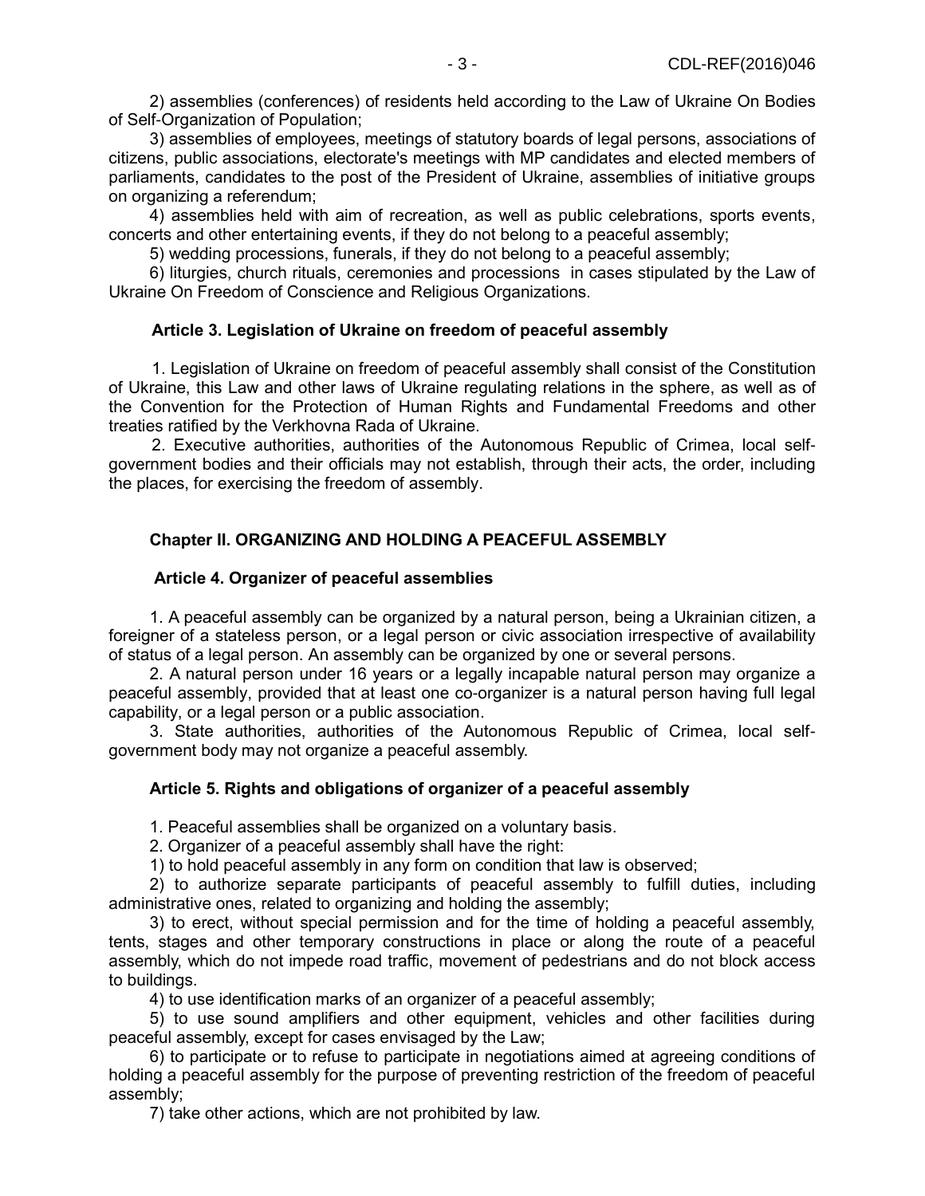2) assemblies (conferences) of residents held according to the Law of Ukraine On Bodies of Self-Organization of Population;

3) assemblies of employees, meetings of statutory boards of legal persons, associations of citizens, public associations, electorate's meetings with MP candidates and elected members of parliaments, candidates to the post of the President of Ukraine, assemblies of initiative groups on organizing a referendum;

4) assemblies held with aim of recreation, as well as public celebrations, sports events, concerts and other entertaining events, if they do not belong to a peaceful assembly;

5) wedding processions, funerals, if they do not belong to a peaceful assembly;

6) liturgies, church rituals, ceremonies and processions in cases stipulated by the Law of Ukraine On Freedom of Conscience and Religious Organizations.

**Article 3. Legislation of Ukraine on freedom of peaceful assembly**

1. Legislation of Ukraine on freedom of peaceful assembly shall consist of the Constitution of Ukraine, this Law and other laws of Ukraine regulating relations in the sphere, as well as of the Convention for the Protection of Human Rights and Fundamental Freedoms and other treaties ratified by the Verkhovna Rada of Ukraine.

2. Executive authorities, authorities of the Autonomous Republic of Crimea, local self-government bodies and their officials may not establish, through their acts, the order, including the places, for exercising the freedom of assembly.

## Chapter II. ORGANIZING AND HOLDING A PEACEFUL ASSEMBLY

**Article 4. Organizer of peaceful assemblies**

1. A peaceful assembly can be organized by a natural person, being a Ukrainian citizen, a foreigner of a stateless person, or a legal person or civic association irrespective of availability of status of a legal person. An assembly can be organized by one or several persons.

2. A natural person under 16 years or a legally incapable natural person may organize a peaceful assembly, provided that at least one co-organizer is a natural person having full legal capability, or a legal person or a public association.

3. State authorities, authorities of the Autonomous Republic of Crimea, local self-government body may not organize a peaceful assembly.

**Article 5. Rights and obligations of organizer of a peaceful assembly**

1. Peaceful assemblies shall be organized on a voluntary basis.

2. Organizer of a peaceful assembly shall have the right:

1) to hold peaceful assembly in any form on condition that law is observed;

2) to authorize separate participants of peaceful assembly to fulfill duties, including administrative ones, related to organizing and holding the assembly;

3) to erect, without special permission and for the time of holding a peaceful assembly, tents, stages and other temporary constructions in place or along the route of a peaceful assembly, which do not impede road traffic, movement of pedestrians and do not block access to buildings.

4) to use identification marks of an organizer of a peaceful assembly;

5) to use sound amplifiers and other equipment, vehicles and other facilities during peaceful assembly, except for cases envisaged by the Law;

6) to participate or to refuse to participate in negotiations aimed at agreeing conditions of holding a peaceful assembly for the purpose of preventing restriction of the freedom of peaceful assembly;

7) take other actions, which are not prohibited by law.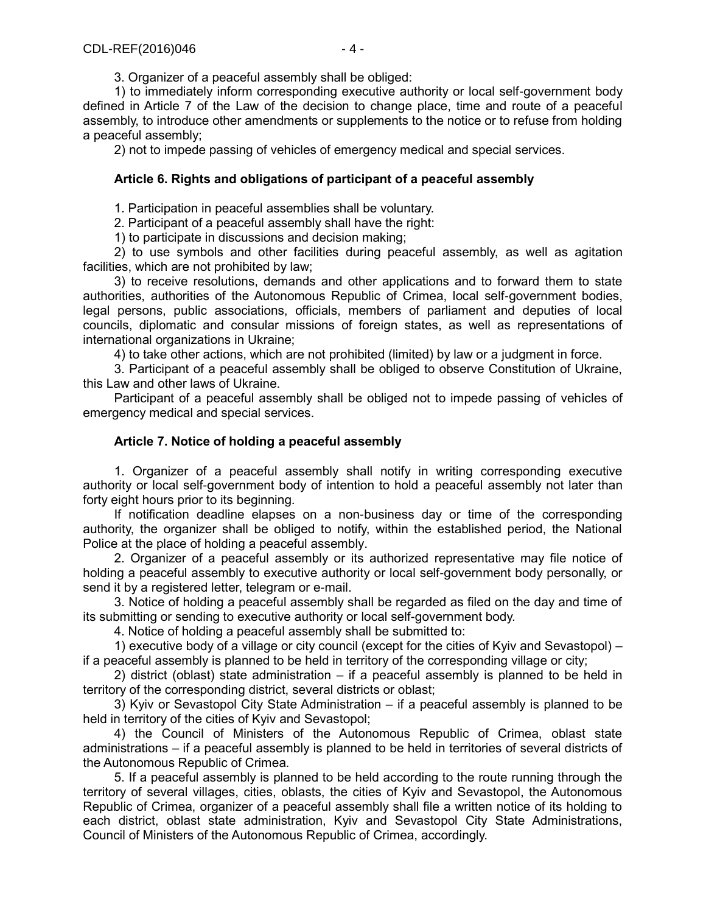3. Organizer of a peaceful assembly shall be obliged:

1) to immediately inform corresponding executive authority or local self-government body defined in Article 7 of the Law of the decision to change place, time and route of a peaceful assembly, to introduce other amendments or supplements to the notice or to refuse from holding a peaceful assembly;

2) not to impede passing of vehicles of emergency medical and special services.

### Article 6. Rights and obligations of participant of a peaceful assembly

1. Participation in peaceful assemblies shall be voluntary.

2. Participant of a peaceful assembly shall have the right:

1) to participate in discussions and decision making;

2) to use symbols and other facilities during peaceful assembly, as well as agitation facilities, which are not prohibited by law;

3) to receive resolutions, demands and other applications and to forward them to state authorities, authorities of the Autonomous Republic of Crimea, local self-government bodies, legal persons, public associations, officials, members of parliament and deputies of local councils, diplomatic and consular missions of foreign states, as well as representations of international organizations in Ukraine;

4) to take other actions, which are not prohibited (limited) by law or a judgment in force.

3. Participant of a peaceful assembly shall be obliged to observe Constitution of Ukraine, this Law and other laws of Ukraine.

Participant of a peaceful assembly shall be obliged not to impede passing of vehicles of emergency medical and special services.

### Article 7. Notice of holding a peaceful assembly

1. Organizer of a peaceful assembly shall notify in writing corresponding executive authority or local self-government body of intention to hold a peaceful assembly not later than forty eight hours prior to its beginning.

If notification deadline elapses on a non-business day or time of the corresponding authority, the organizer shall be obliged to notify, within the established period, the National Police at the place of holding a peaceful assembly.

2. Organizer of a peaceful assembly or its authorized representative may file notice of holding a peaceful assembly to executive authority or local self-government body personally, or send it by a registered letter, telegram or e-mail.

3. Notice of holding a peaceful assembly shall be regarded as filed on the day and time of its submitting or sending to executive authority or local self-government body.

4. Notice of holding a peaceful assembly shall be submitted to:

1) executive body of a village or city council (except for the cities of Kyiv and Sevastopol) – if a peaceful assembly is planned to be held in territory of the corresponding village or city;

2) district (oblast) state administration – if a peaceful assembly is planned to be held in territory of the corresponding district, several districts or oblast;

3) Kyiv or Sevastopol City State Administration – if a peaceful assembly is planned to be held in territory of the cities of Kyiv and Sevastopol;

4) the Council of Ministers of the Autonomous Republic of Crimea, oblast state administrations – if a peaceful assembly is planned to be held in territories of several districts of the Autonomous Republic of Crimea.

5. If a peaceful assembly is planned to be held according to the route running through the territory of several villages, cities, oblasts, the cities of Kyiv and Sevastopol, the Autonomous Republic of Crimea, organizer of a peaceful assembly shall file a written notice of its holding to each district, oblast state administration, Kyiv and Sevastopol City State Administrations, Council of Ministers of the Autonomous Republic of Crimea, accordingly.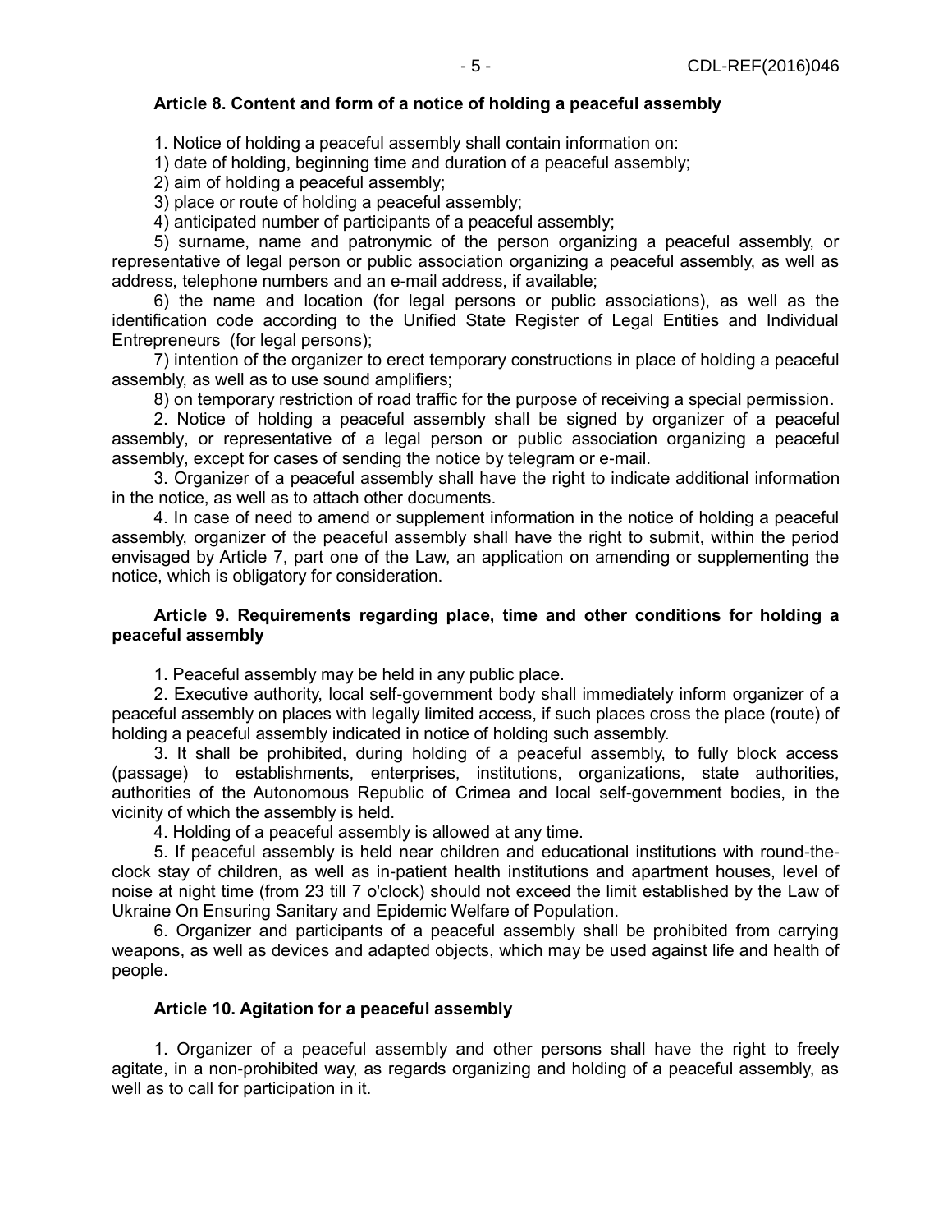### Article 8. Content and form of a notice of holding a peaceful assembly

1. Notice of holding a peaceful assembly shall contain information on:

1) date of holding, beginning time and duration of a peaceful assembly;

2) aim of holding a peaceful assembly;

3) place or route of holding a peaceful assembly;

4) anticipated number of participants of a peaceful assembly;

5) surname, name and patronymic of the person organizing a peaceful assembly, or representative of legal person or public association organizing a peaceful assembly, as well as address, telephone numbers and an e-mail address, if available;

6) the name and location (for legal persons or public associations), as well as the identification code according to the Unified State Register of Legal Entities and Individual Entrepreneurs (for legal persons);

7) intention of the organizer to erect temporary constructions in place of holding a peaceful assembly, as well as to use sound amplifiers;

8) on temporary restriction of road traffic for the purpose of receiving a special permission.

2. Notice of holding a peaceful assembly shall be signed by organizer of a peaceful assembly, or representative of a legal person or public association organizing a peaceful assembly, except for cases of sending the notice by telegram or e-mail.

3. Organizer of a peaceful assembly shall have the right to indicate additional information in the notice, as well as to attach other documents.

4. In case of need to amend or supplement information in the notice of holding a peaceful assembly, organizer of the peaceful assembly shall have the right to submit, within the period envisaged by Article 7, part one of the Law, an application on amending or supplementing the notice, which is obligatory for consideration.

### Article 9. Requirements regarding place, time and other conditions for holding a peaceful assembly

1. Peaceful assembly may be held in any public place.

2. Executive authority, local self-government body shall immediately inform organizer of a peaceful assembly on places with legally limited access, if such places cross the place (route) of holding a peaceful assembly indicated in notice of holding such assembly.

3. It shall be prohibited, during holding of a peaceful assembly, to fully block access (passage) to establishments, enterprises, institutions, organizations, state authorities, authorities of the Autonomous Republic of Crimea and local self-government bodies, in the vicinity of which the assembly is held.

4. Holding of a peaceful assembly is allowed at any time.

5. If peaceful assembly is held near children and educational institutions with round-the-clock stay of children, as well as in-patient health institutions and apartment houses, level of noise at night time (from 23 till 7 o'clock) should not exceed the limit established by the Law of Ukraine On Ensuring Sanitary and Epidemic Welfare of Population.

6. Organizer and participants of a peaceful assembly shall be prohibited from carrying weapons, as well as devices and adapted objects, which may be used against life and health of people.

### Article 10. Agitation for a peaceful assembly

1. Organizer of a peaceful assembly and other persons shall have the right to freely agitate, in a non-prohibited way, as regards organizing and holding of a peaceful assembly, as well as to call for participation in it.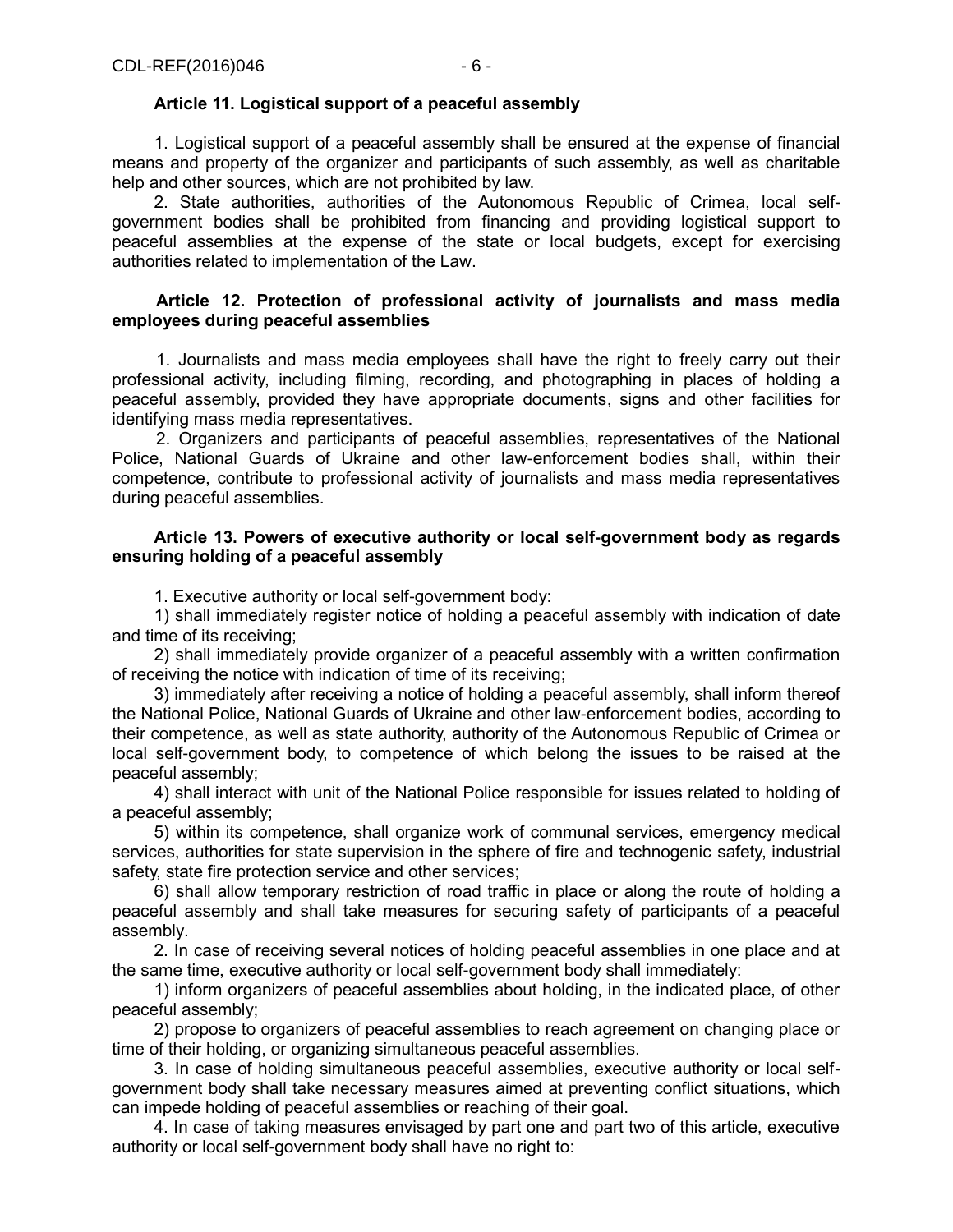### Article 11. Logistical support of a peaceful assembly

1. Logistical support of a peaceful assembly shall be ensured at the expense of financial means and property of the organizer and participants of such assembly, as well as charitable help and other sources, which are not prohibited by law.

2. State authorities, authorities of the Autonomous Republic of Crimea, local self-government bodies shall be prohibited from financing and providing logistical support to peaceful assemblies at the expense of the state or local budgets, except for exercising authorities related to implementation of the Law.

### Article 12. Protection of professional activity of journalists and mass media employees during peaceful assemblies

1. Journalists and mass media employees shall have the right to freely carry out their professional activity, including filming, recording, and photographing in places of holding a peaceful assembly, provided they have appropriate documents, signs and other facilities for identifying mass media representatives.

2. Organizers and participants of peaceful assemblies, representatives of the National Police, National Guards of Ukraine and other law-enforcement bodies shall, within their competence, contribute to professional activity of journalists and mass media representatives during peaceful assemblies.

### Article 13. Powers of executive authority or local self-government body as regards ensuring holding of a peaceful assembly

1. Executive authority or local self-government body:

1) shall immediately register notice of holding a peaceful assembly with indication of date and time of its receiving;

2) shall immediately provide organizer of a peaceful assembly with a written confirmation of receiving the notice with indication of time of its receiving;

3) immediately after receiving a notice of holding a peaceful assembly, shall inform thereof the National Police, National Guards of Ukraine and other law-enforcement bodies, according to their competence, as well as state authority, authority of the Autonomous Republic of Crimea or local self-government body, to competence of which belong the issues to be raised at the peaceful assembly;

4) shall interact with unit of the National Police responsible for issues related to holding of a peaceful assembly;

5) within its competence, shall organize work of communal services, emergency medical services, authorities for state supervision in the sphere of fire and technogenic safety, industrial safety, state fire protection service and other services;

6) shall allow temporary restriction of road traffic in place or along the route of holding a peaceful assembly and shall take measures for securing safety of participants of a peaceful assembly.

2. In case of receiving several notices of holding peaceful assemblies in one place and at the same time, executive authority or local self-government body shall immediately:

1) inform organizers of peaceful assemblies about holding, in the indicated place, of other peaceful assembly;

2) propose to organizers of peaceful assemblies to reach agreement on changing place or time of their holding, or organizing simultaneous peaceful assemblies.

3. In case of holding simultaneous peaceful assemblies, executive authority or local self-government body shall take necessary measures aimed at preventing conflict situations, which can impede holding of peaceful assemblies or reaching of their goal.

4. In case of taking measures envisaged by part one and part two of this article, executive authority or local self-government body shall have no right to: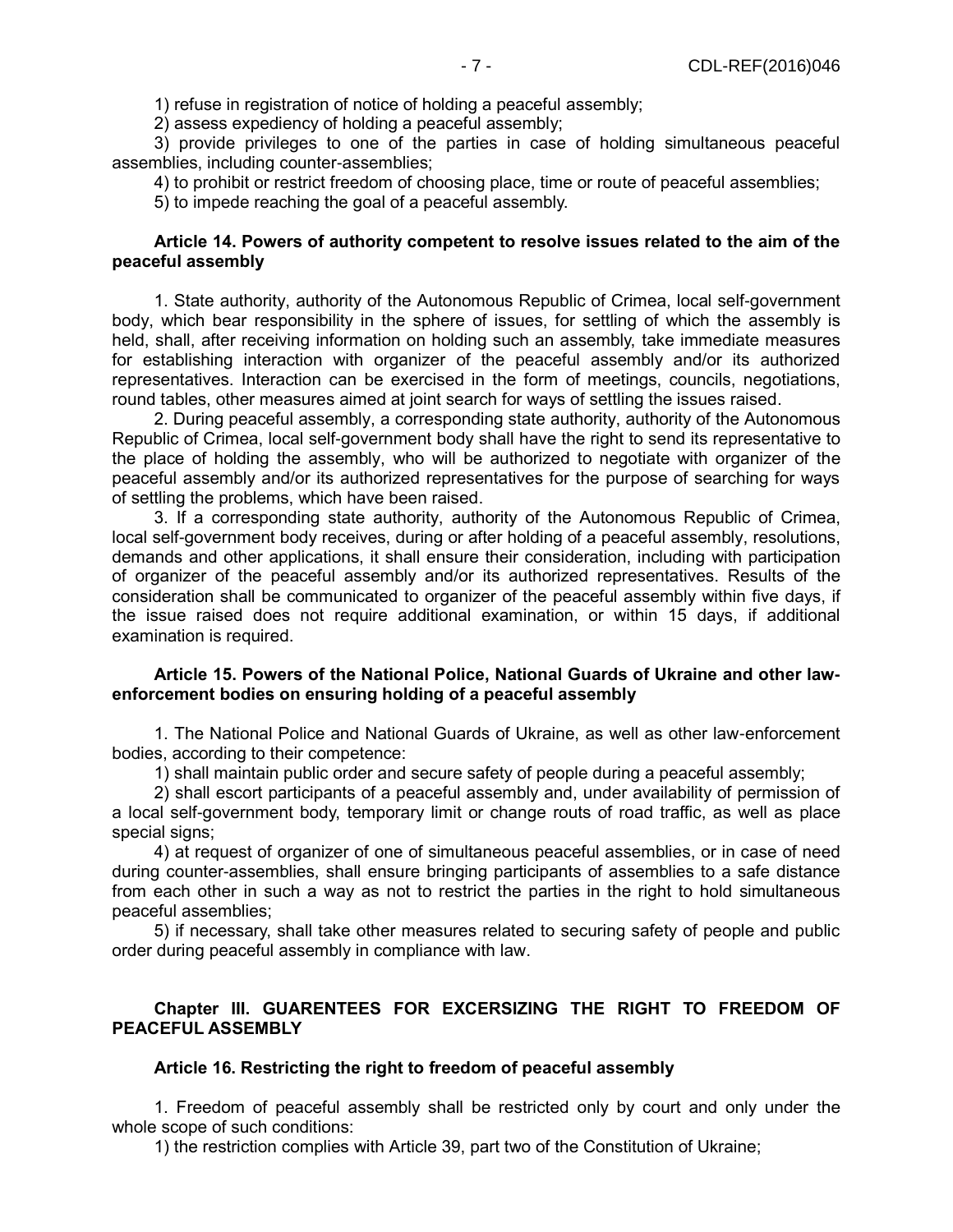1) refuse in registration of notice of holding a peaceful assembly;

2) assess expediency of holding a peaceful assembly;

3) provide privileges to one of the parties in case of holding simultaneous peaceful assemblies, including counter-assemblies;

4) to prohibit or restrict freedom of choosing place, time or route of peaceful assemblies;

5) to impede reaching the goal of a peaceful assembly.

**Article 14. Powers of authority competent to resolve issues related to the aim of the peaceful assembly**

1. State authority, authority of the Autonomous Republic of Crimea, local self-government body, which bear responsibility in the sphere of issues, for settling of which the assembly is held, shall, after receiving information on holding such an assembly, take immediate measures for establishing interaction with organizer of the peaceful assembly and/or its authorized representatives. Interaction can be exercised in the form of meetings, councils, negotiations, round tables, other measures aimed at joint search for ways of settling the issues raised.

2. During peaceful assembly, a corresponding state authority, authority of the Autonomous Republic of Crimea, local self-government body shall have the right to send its representative to the place of holding the assembly, who will be authorized to negotiate with organizer of the peaceful assembly and/or its authorized representatives for the purpose of searching for ways of settling the problems, which have been raised.

3. If a corresponding state authority, authority of the Autonomous Republic of Crimea, local self-government body receives, during or after holding of a peaceful assembly, resolutions, demands and other applications, it shall ensure their consideration, including with participation of organizer of the peaceful assembly and/or its authorized representatives. Results of the consideration shall be communicated to organizer of the peaceful assembly within five days, if the issue raised does not require additional examination, or within 15 days, if additional examination is required.

**Article 15. Powers of the National Police, National Guards of Ukraine and other law-enforcement bodies on ensuring holding of a peaceful assembly**

1. The National Police and National Guards of Ukraine, as well as other law-enforcement bodies, according to their competence:

1) shall maintain public order and secure safety of people during a peaceful assembly;

2) shall escort participants of a peaceful assembly and, under availability of permission of a local self-government body, temporary limit or change routs of road traffic, as well as place special signs;

4) at request of organizer of one of simultaneous peaceful assemblies, or in case of need during counter-assemblies, shall ensure bringing participants of assemblies to a safe distance from each other in such a way as not to restrict the parties in the right to hold simultaneous peaceful assemblies;

5) if necessary, shall take other measures related to securing safety of people and public order during peaceful assembly in compliance with law.

**Chapter III. GUARENTEES FOR EXCERSIZING THE RIGHT TO FREEDOM OF PEACEFUL ASSEMBLY**

**Article 16. Restricting the right to freedom of peaceful assembly**

1. Freedom of peaceful assembly shall be restricted only by court and only under the whole scope of such conditions:

1) the restriction complies with Article 39, part two of the Constitution of Ukraine;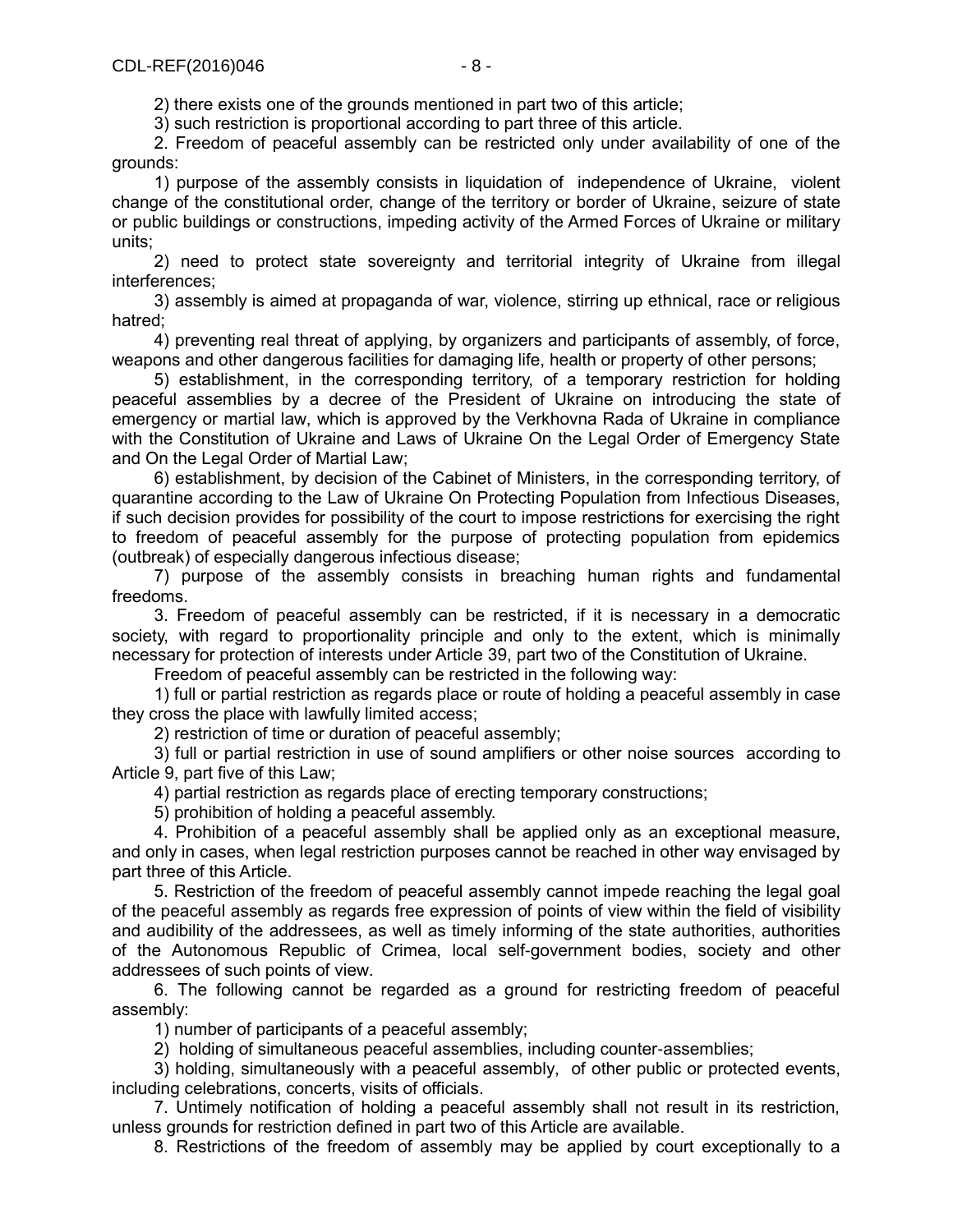2) there exists one of the grounds mentioned in part two of this article;

3) such restriction is proportional according to part three of this article.

2. Freedom of peaceful assembly can be restricted only under availability of one of the grounds:

1) purpose of the assembly consists in liquidation of independence of Ukraine, violent change of the constitutional order, change of the territory or border of Ukraine, seizure of state or public buildings or constructions, impeding activity of the Armed Forces of Ukraine or military units;

2) need to protect state sovereignty and territorial integrity of Ukraine from illegal interferences;

3) assembly is aimed at propaganda of war, violence, stirring up ethnical, race or religious hatred;

4) preventing real threat of applying, by organizers and participants of assembly, of force, weapons and other dangerous facilities for damaging life, health or property of other persons;

5) establishment, in the corresponding territory, of a temporary restriction for holding peaceful assemblies by a decree of the President of Ukraine on introducing the state of emergency or martial law, which is approved by the Verkhovna Rada of Ukraine in compliance with the Constitution of Ukraine and Laws of Ukraine On the Legal Order of Emergency State and On the Legal Order of Martial Law;

6) establishment, by decision of the Cabinet of Ministers, in the corresponding territory, of quarantine according to the Law of Ukraine On Protecting Population from Infectious Diseases, if such decision provides for possibility of the court to impose restrictions for exercising the right to freedom of peaceful assembly for the purpose of protecting population from epidemics (outbreak) of especially dangerous infectious disease;

7) purpose of the assembly consists in breaching human rights and fundamental freedoms.

3. Freedom of peaceful assembly can be restricted, if it is necessary in a democratic society, with regard to proportionality principle and only to the extent, which is minimally necessary for protection of interests under Article 39, part two of the Constitution of Ukraine.

Freedom of peaceful assembly can be restricted in the following way:

1) full or partial restriction as regards place or route of holding a peaceful assembly in case they cross the place with lawfully limited access;

2) restriction of time or duration of peaceful assembly;

3) full or partial restriction in use of sound amplifiers or other noise sources according to Article 9, part five of this Law;

4) partial restriction as regards place of erecting temporary constructions;

5) prohibition of holding a peaceful assembly.

4. Prohibition of a peaceful assembly shall be applied only as an exceptional measure, and only in cases, when legal restriction purposes cannot be reached in other way envisaged by part three of this Article.

5. Restriction of the freedom of peaceful assembly cannot impede reaching the legal goal of the peaceful assembly as regards free expression of points of view within the field of visibility and audibility of the addressees, as well as timely informing of the state authorities, authorities of the Autonomous Republic of Crimea, local self-government bodies, society and other addressees of such points of view.

6. The following cannot be regarded as a ground for restricting freedom of peaceful assembly:

1) number of participants of a peaceful assembly;

2) holding of simultaneous peaceful assemblies, including counter-assemblies;

3) holding, simultaneously with a peaceful assembly, of other public or protected events, including celebrations, concerts, visits of officials.

7. Untimely notification of holding a peaceful assembly shall not result in its restriction, unless grounds for restriction defined in part two of this Article are available.

8. Restrictions of the freedom of assembly may be applied by court exceptionally to a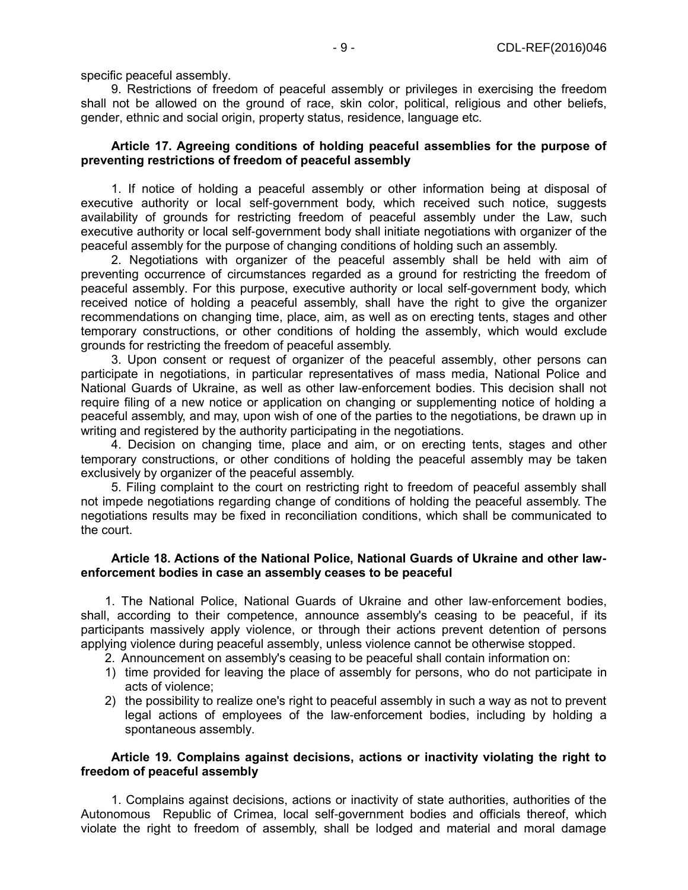specific peaceful assembly.

9. Restrictions of freedom of peaceful assembly or privileges in exercising the freedom shall not be allowed on the ground of race, skin color, political, religious and other beliefs, gender, ethnic and social origin, property status, residence, language etc.

**Article 17. Agreeing conditions of holding peaceful assemblies for the purpose of preventing restrictions of freedom of peaceful assembly**

1. If notice of holding a peaceful assembly or other information being at disposal of executive authority or local self-government body, which received such notice, suggests availability of grounds for restricting freedom of peaceful assembly under the Law, such executive authority or local self-government body shall initiate negotiations with organizer of the peaceful assembly for the purpose of changing conditions of holding such an assembly.

2. Negotiations with organizer of the peaceful assembly shall be held with aim of preventing occurrence of circumstances regarded as a ground for restricting the freedom of peaceful assembly. For this purpose, executive authority or local self-government body, which received notice of holding a peaceful assembly, shall have the right to give the organizer recommendations on changing time, place, aim, as well as on erecting tents, stages and other temporary constructions, or other conditions of holding the assembly, which would exclude grounds for restricting the freedom of peaceful assembly.

3. Upon consent or request of organizer of the peaceful assembly, other persons can participate in negotiations, in particular representatives of mass media, National Police and National Guards of Ukraine, as well as other law-enforcement bodies. This decision shall not require filing of a new notice or application on changing or supplementing notice of holding a peaceful assembly, and may, upon wish of one of the parties to the negotiations, be drawn up in writing and registered by the authority participating in the negotiations.

4. Decision on changing time, place and aim, or on erecting tents, stages and other temporary constructions, or other conditions of holding the peaceful assembly may be taken exclusively by organizer of the peaceful assembly.

5. Filing complaint to the court on restricting right to freedom of peaceful assembly shall not impede negotiations regarding change of conditions of holding the peaceful assembly. The negotiations results may be fixed in reconciliation conditions, which shall be communicated to the court.

**Article 18. Actions of the National Police, National Guards of Ukraine and other law-enforcement bodies in case an assembly ceases to be peaceful**

1. The National Police, National Guards of Ukraine and other law-enforcement bodies, shall, according to their competence, announce assembly's ceasing to be peaceful, if its participants massively apply violence, or through their actions prevent detention of persons applying violence during peaceful assembly, unless violence cannot be otherwise stopped.

2. Announcement on assembly's ceasing to be peaceful shall contain information on:

1) time provided for leaving the place of assembly for persons, who do not participate in acts of violence;
2) the possibility to realize one's right to peaceful assembly in such a way as not to prevent legal actions of employees of the law-enforcement bodies, including by holding a spontaneous assembly.

**Article 19. Complains against decisions, actions or inactivity violating the right to freedom of peaceful assembly**

1. Complains against decisions, actions or inactivity of state authorities, authorities of the Autonomous Republic of Crimea, local self-government bodies and officials thereof, which violate the right to freedom of assembly, shall be lodged and material and moral damage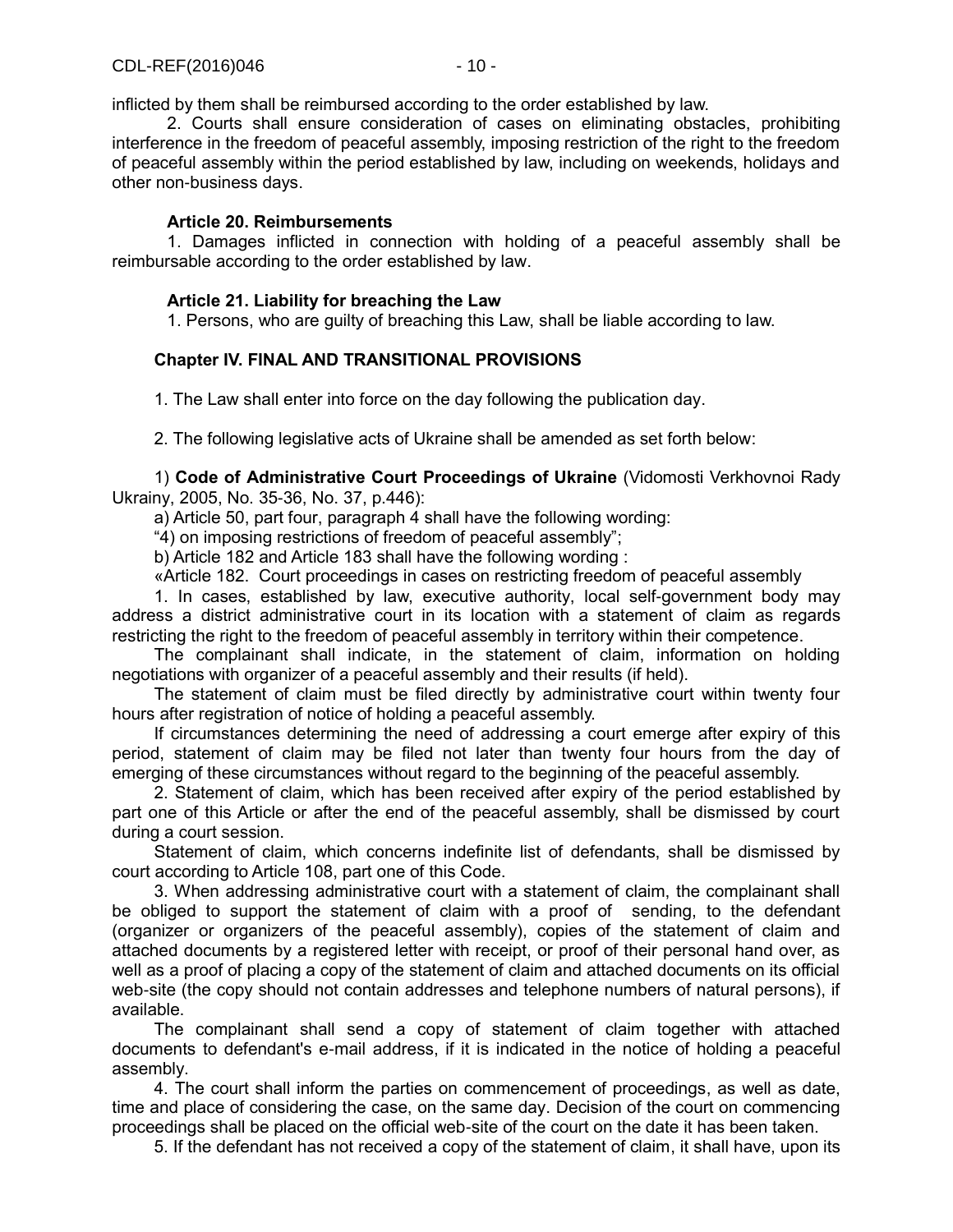inflicted by them shall be reimbursed according to the order established by law.

2. Courts shall ensure consideration of cases on eliminating obstacles, prohibiting interference in the freedom of peaceful assembly, imposing restriction of the right to the freedom of peaceful assembly within the period established by law, including on weekends, holidays and other non-business days.

**Article 20. Reimbursements**

1. Damages inflicted in connection with holding of a peaceful assembly shall be reimbursable according to the order established by law.

**Article 21. Liability for breaching the Law**

1. Persons, who are guilty of breaching this Law, shall be liable according to law.

**Chapter IV. FINAL AND TRANSITIONAL PROVISIONS**

1. The Law shall enter into force on the day following the publication day.

2. The following legislative acts of Ukraine shall be amended as set forth below:

1) **Code of Administrative Court Proceedings of Ukraine** (Vidomosti Verkhovnoi Rady Ukrainy, 2005, No. 35-36, No. 37, p.446):

a) Article 50, part four, paragraph 4 shall have the following wording:

“4) on imposing restrictions of freedom of peaceful assembly”;

b) Article 182 and Article 183 shall have the following wording :

«Article 182. Court proceedings in cases on restricting freedom of peaceful assembly

1. In cases, established by law, executive authority, local self-government body may address a district administrative court in its location with a statement of claim as regards restricting the right to the freedom of peaceful assembly in territory within their competence.

The complainant shall indicate, in the statement of claim, information on holding negotiations with organizer of a peaceful assembly and their results (if held).

The statement of claim must be filed directly by administrative court within twenty four hours after registration of notice of holding a peaceful assembly.

If circumstances determining the need of addressing a court emerge after expiry of this period, statement of claim may be filed not later than twenty four hours from the day of emerging of these circumstances without regard to the beginning of the peaceful assembly.

2. Statement of claim, which has been received after expiry of the period established by part one of this Article or after the end of the peaceful assembly, shall be dismissed by court during a court session.

Statement of claim, which concerns indefinite list of defendants, shall be dismissed by court according to Article 108, part one of this Code.

3. When addressing administrative court with a statement of claim, the complainant shall be obliged to support the statement of claim with a proof of sending, to the defendant (organizer or organizers of the peaceful assembly), copies of the statement of claim and attached documents by a registered letter with receipt, or proof of their personal hand over, as well as a proof of placing a copy of the statement of claim and attached documents on its official web-site (the copy should not contain addresses and telephone numbers of natural persons), if available.

The complainant shall send a copy of statement of claim together with attached documents to defendant's e-mail address, if it is indicated in the notice of holding a peaceful assembly.

4. The court shall inform the parties on commencement of proceedings, as well as date, time and place of considering the case, on the same day. Decision of the court on commencing proceedings shall be placed on the official web-site of the court on the date it has been taken.

5. If the defendant has not received a copy of the statement of claim, it shall have, upon its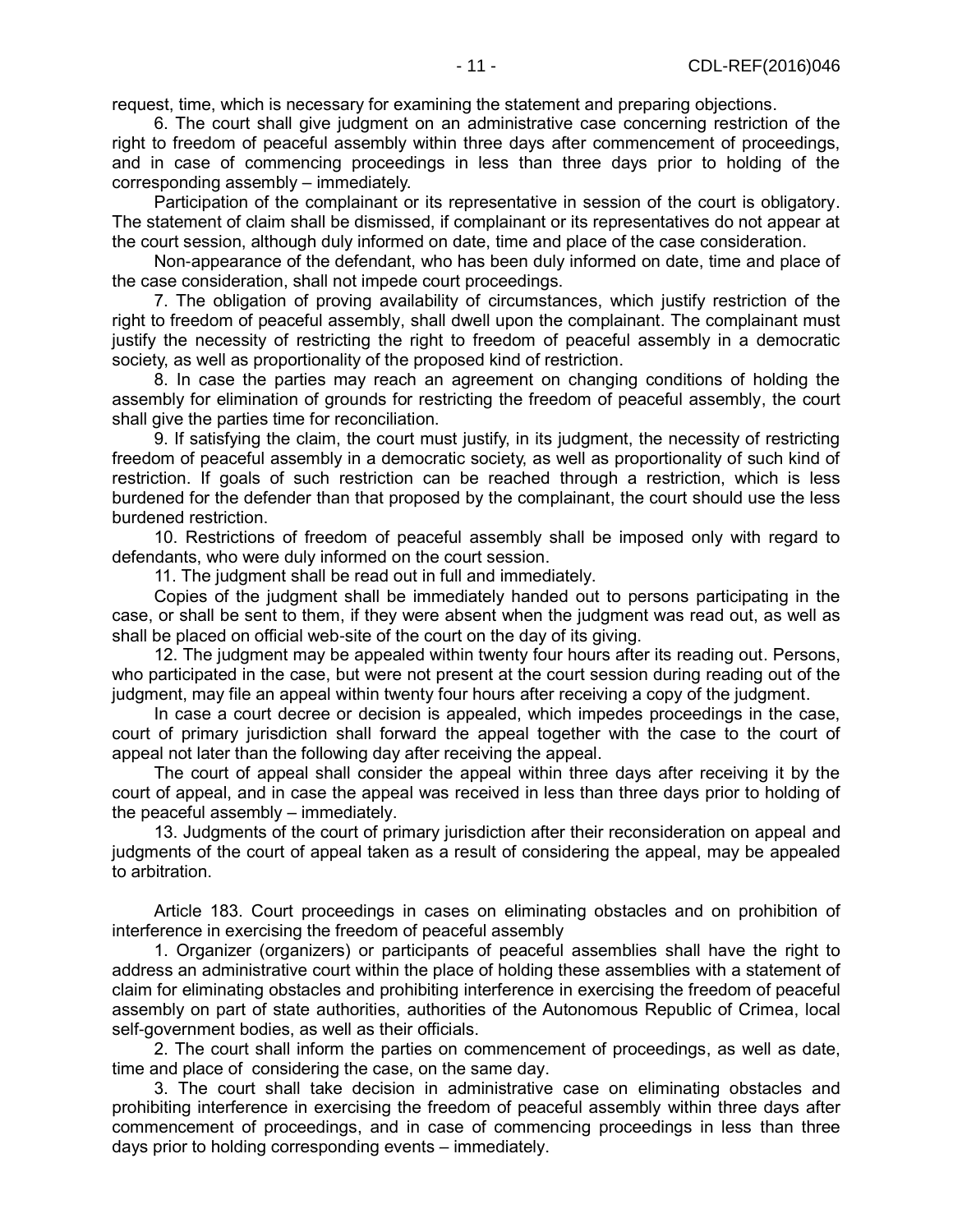request, time, which is necessary for examining the statement and preparing objections.

6. The court shall give judgment on an administrative case concerning restriction of the right to freedom of peaceful assembly within three days after commencement of proceedings, and in case of commencing proceedings in less than three days prior to holding of the corresponding assembly – immediately.

Participation of the complainant or its representative in session of the court is obligatory. The statement of claim shall be dismissed, if complainant or its representatives do not appear at the court session, although duly informed on date, time and place of the case consideration.

Non-appearance of the defendant, who has been duly informed on date, time and place of the case consideration, shall not impede court proceedings.

7. The obligation of proving availability of circumstances, which justify restriction of the right to freedom of peaceful assembly, shall dwell upon the complainant. The complainant must justify the necessity of restricting the right to freedom of peaceful assembly in a democratic society, as well as proportionality of the proposed kind of restriction.

8. In case the parties may reach an agreement on changing conditions of holding the assembly for elimination of grounds for restricting the freedom of peaceful assembly, the court shall give the parties time for reconciliation.

9. If satisfying the claim, the court must justify, in its judgment, the necessity of restricting freedom of peaceful assembly in a democratic society, as well as proportionality of such kind of restriction. If goals of such restriction can be reached through a restriction, which is less burdened for the defender than that proposed by the complainant, the court should use the less burdened restriction.

10. Restrictions of freedom of peaceful assembly shall be imposed only with regard to defendants, who were duly informed on the court session.

11. The judgment shall be read out in full and immediately.

Copies of the judgment shall be immediately handed out to persons participating in the case, or shall be sent to them, if they were absent when the judgment was read out, as well as shall be placed on official web-site of the court on the day of its giving.

12. The judgment may be appealed within twenty four hours after its reading out. Persons, who participated in the case, but were not present at the court session during reading out of the judgment, may file an appeal within twenty four hours after receiving a copy of the judgment.

In case a court decree or decision is appealed, which impedes proceedings in the case, court of primary jurisdiction shall forward the appeal together with the case to the court of appeal not later than the following day after receiving the appeal.

The court of appeal shall consider the appeal within three days after receiving it by the court of appeal, and in case the appeal was received in less than three days prior to holding of the peaceful assembly – immediately.

13. Judgments of the court of primary jurisdiction after their reconsideration on appeal and judgments of the court of appeal taken as a result of considering the appeal, may be appealed to arbitration.

Article 183. Court proceedings in cases on eliminating obstacles and on prohibition of interference in exercising the freedom of peaceful assembly

1. Organizer (organizers) or participants of peaceful assemblies shall have the right to address an administrative court within the place of holding these assemblies with a statement of claim for eliminating obstacles and prohibiting interference in exercising the freedom of peaceful assembly on part of state authorities, authorities of the Autonomous Republic of Crimea, local self-government bodies, as well as their officials.

2. The court shall inform the parties on commencement of proceedings, as well as date, time and place of considering the case, on the same day.

3. The court shall take decision in administrative case on eliminating obstacles and prohibiting interference in exercising the freedom of peaceful assembly within three days after commencement of proceedings, and in case of commencing proceedings in less than three days prior to holding corresponding events – immediately.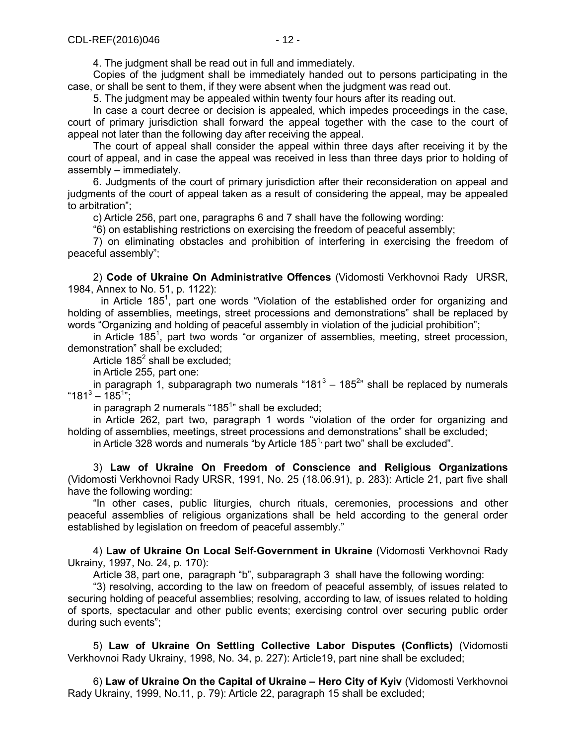4. The judgment shall be read out in full and immediately.

Copies of the judgment shall be immediately handed out to persons participating in the case, or shall be sent to them, if they were absent when the judgment was read out.

5. The judgment may be appealed within twenty four hours after its reading out.

In case a court decree or decision is appealed, which impedes proceedings in the case, court of primary jurisdiction shall forward the appeal together with the case to the court of appeal not later than the following day after receiving the appeal.

The court of appeal shall consider the appeal within three days after receiving it by the court of appeal, and in case the appeal was received in less than three days prior to holding of assembly – immediately.

6. Judgments of the court of primary jurisdiction after their reconsideration on appeal and judgments of the court of appeal taken as a result of considering the appeal, may be appealed to arbitration";

c) Article 256, part one, paragraphs 6 and 7 shall have the following wording:

"6) on establishing restrictions on exercising the freedom of peaceful assembly;

7) on eliminating obstacles and prohibition of interfering in exercising the freedom of peaceful assembly";

2) **Code of Ukraine On Administrative Offences** (Vidomosti Verkhovnoi Rady URSR, 1984, Annex to No. 51, p. 1122):

in Article $185^1$, part one words "Violation of the established order for organizing and holding of assemblies, meetings, street processions and demonstrations" shall be replaced by words "Organizing and holding of peaceful assembly in violation of the judicial prohibition";

in Article $185^1$, part two words "or organizer of assemblies, meeting, street procession, demonstration" shall be excluded;

Article $185^2$ shall be excluded;

in Article 255, part one:

in paragraph 1, subparagraph two numerals "$181^3$ – $185^2$" shall be replaced by numerals "$181^3$ – $185^1$";

in paragraph 2 numerals "$185^1$" shall be excluded;

in Article 262, part two, paragraph 1 words "violation of the order for organizing and holding of assemblies, meetings, street processions and demonstrations" shall be excluded;

in Article 328 words and numerals "by Article $185^1$, part two" shall be excluded".

3) **Law of Ukraine On Freedom of Conscience and Religious Organizations** (Vidomosti Verkhovnoi Rady URSR, 1991, No. 25 (18.06.91), p. 283): Article 21, part five shall have the following wording:

"In other cases, public liturgies, church rituals, ceremonies, processions and other peaceful assemblies of religious organizations shall be held according to the general order established by legislation on freedom of peaceful assembly."

4) **Law of Ukraine On Local Self-Government in Ukraine** (Vidomosti Verkhovnoi Rady Ukrainy, 1997, No. 24, p. 170):

Article 38, part one, paragraph "b", subparagraph 3 shall have the following wording:

"3) resolving, according to the law on freedom of peaceful assembly, of issues related to securing holding of peaceful assemblies; resolving, according to law, of issues related to holding of sports, spectacular and other public events; exercising control over securing public order during such events";

5) **Law of Ukraine On Settling Collective Labor Disputes (Conflicts)** (Vidomosti Verkhovnoi Rady Ukrainy, 1998, No. 34, p. 227): Article19, part nine shall be excluded;

6) **Law of Ukraine On the Capital of Ukraine – Hero City of Kyiv** (Vidomosti Verkhovnoi Rady Ukrainy, 1999, No.11, p. 79): Article 22, paragraph 15 shall be excluded;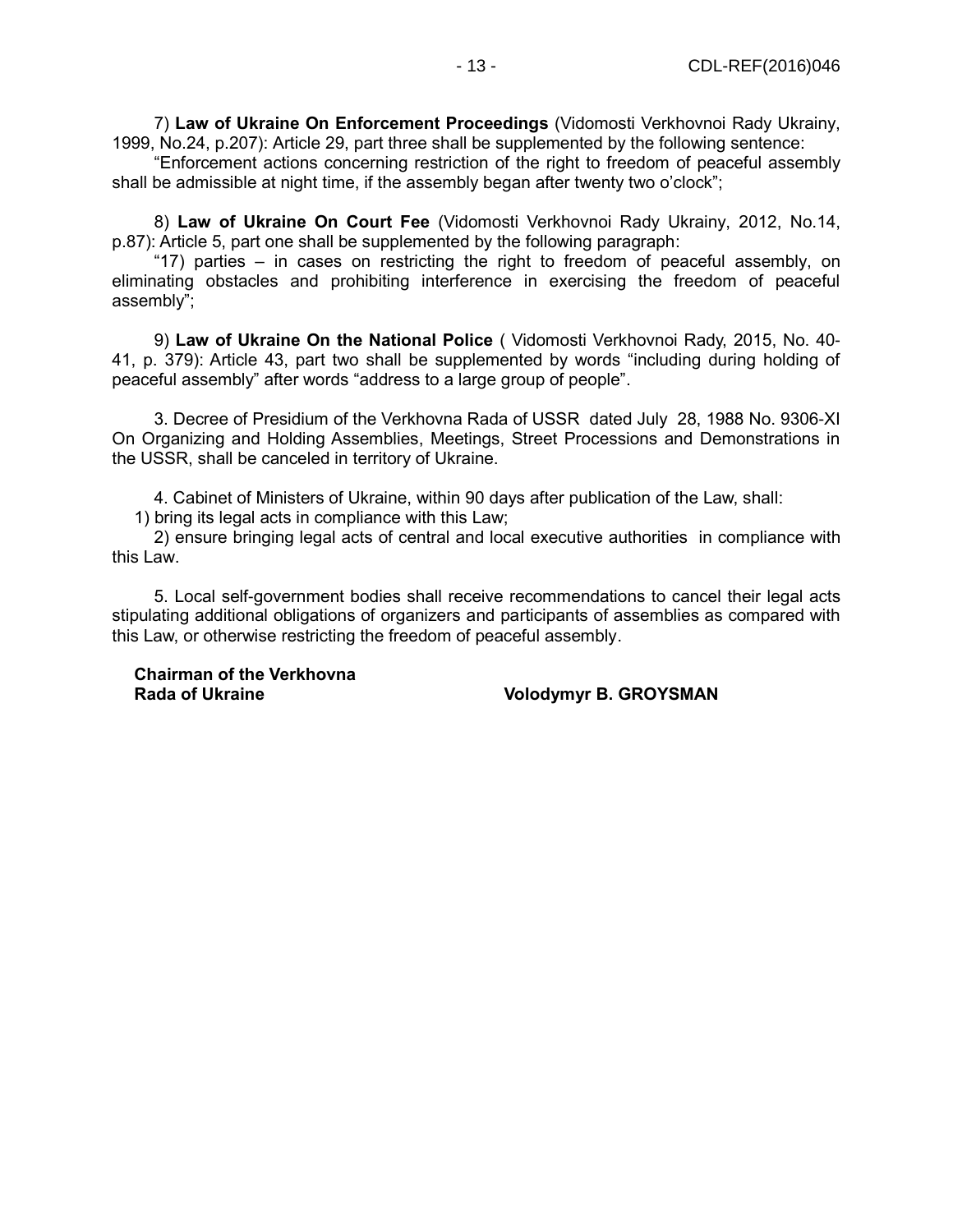7) **Law of Ukraine On Enforcement Proceedings** (Vidomosti Verkhovnoi Rady Ukrainy, 1999, No.24, p.207): Article 29, part three shall be supplemented by the following sentence:

"Enforcement actions concerning restriction of the right to freedom of peaceful assembly shall be admissible at night time, if the assembly began after twenty two o'clock";

8) **Law of Ukraine On Court Fee** (Vidomosti Verkhovnoi Rady Ukrainy, 2012, No.14, p.87): Article 5, part one shall be supplemented by the following paragraph:

"17) parties – in cases on restricting the right to freedom of peaceful assembly, on eliminating obstacles and prohibiting interference in exercising the freedom of peaceful assembly";

9) **Law of Ukraine On the National Police** ( Vidomosti Verkhovnoi Rady, 2015, No. 40-41, p. 379): Article 43, part two shall be supplemented by words "including during holding of peaceful assembly" after words "address to a large group of people".

3. Decree of Presidium of the Verkhovna Rada of USSR dated July 28, 1988 No. 9306-XI On Organizing and Holding Assemblies, Meetings, Street Processions and Demonstrations in the USSR, shall be canceled in territory of Ukraine.

4. Cabinet of Ministers of Ukraine, within 90 days after publication of the Law, shall:

1) bring its legal acts in compliance with this Law;

2) ensure bringing legal acts of central and local executive authorities in compliance with this Law.

5. Local self-government bodies shall receive recommendations to cancel their legal acts stipulating additional obligations of organizers and participants of assemblies as compared with this Law, or otherwise restricting the freedom of peaceful assembly.

**Chairman of the Verkhovna Rada of Ukraine** **Volodymyr B. GROYSMAN**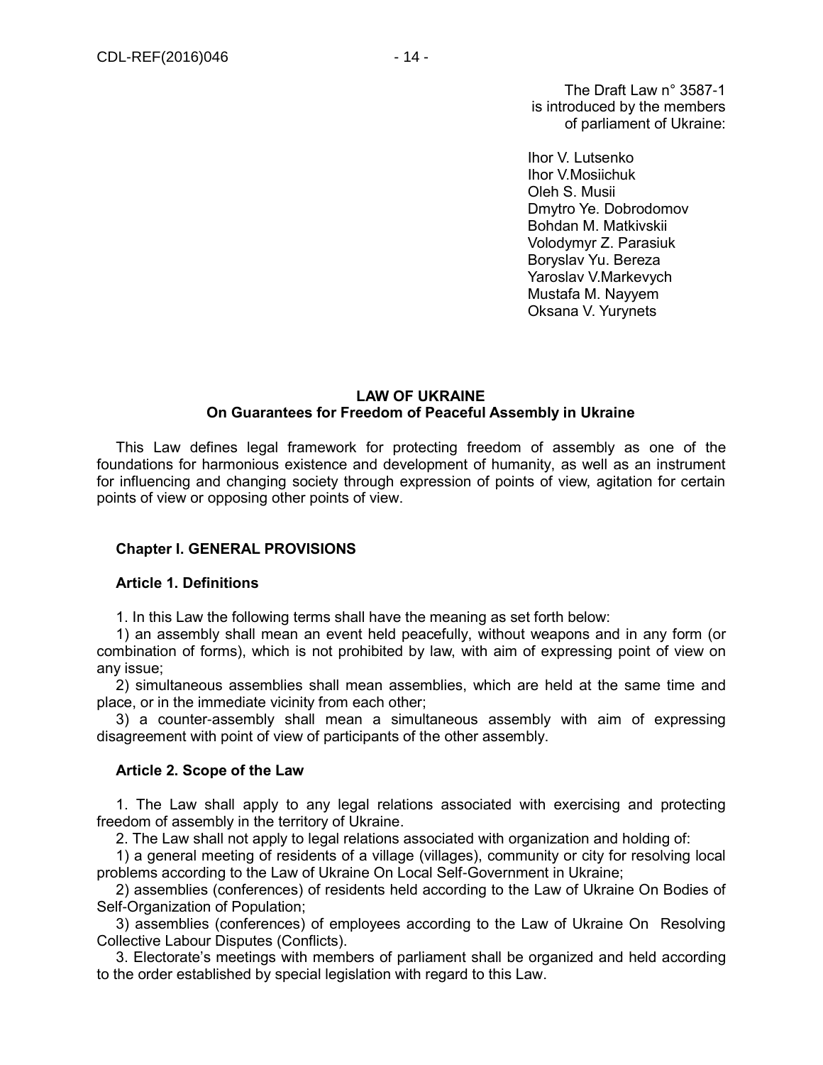The Draft Law n° 3587-1
is introduced by the members
of parliament of Ukraine:

Ihor V. Lutsenko
Ihor V.Mosiichuk
Oleh S. Musii
Dmytro Ye. Dobrodomov
Bohdan M. Matkivskii
Volodymyr Z. Parasiuk
Boryslav Yu. Bereza
Yaroslav V.Markevych
Mustafa M. Nayyem
Oksana V. Yurynets

# LAW OF UKRAINE
## On Guarantees for Freedom of Peaceful Assembly in Ukraine

This Law defines legal framework for protecting freedom of assembly as one of the foundations for harmonious existence and development of humanity, as well as an instrument for influencing and changing society through expression of points of view, agitation for certain points of view or opposing other points of view.

### Chapter I. GENERAL PROVISIONS

#### Article 1. Definitions

1. In this Law the following terms shall have the meaning as set forth below:

1) an assembly shall mean an event held peacefully, without weapons and in any form (or combination of forms), which is not prohibited by law, with aim of expressing point of view on any issue;

2) simultaneous assemblies shall mean assemblies, which are held at the same time and place, or in the immediate vicinity from each other;

3) a counter-assembly shall mean a simultaneous assembly with aim of expressing disagreement with point of view of participants of the other assembly.

#### Article 2. Scope of the Law

1. The Law shall apply to any legal relations associated with exercising and protecting freedom of assembly in the territory of Ukraine.

2. The Law shall not apply to legal relations associated with organization and holding of:

1) a general meeting of residents of a village (villages), community or city for resolving local problems according to the Law of Ukraine On Local Self-Government in Ukraine;

2) assemblies (conferences) of residents held according to the Law of Ukraine On Bodies of Self-Organization of Population;

3) assemblies (conferences) of employees according to the Law of Ukraine On Resolving Collective Labour Disputes (Conflicts).

3. Electorate's meetings with members of parliament shall be organized and held according to the order established by special legislation with regard to this Law.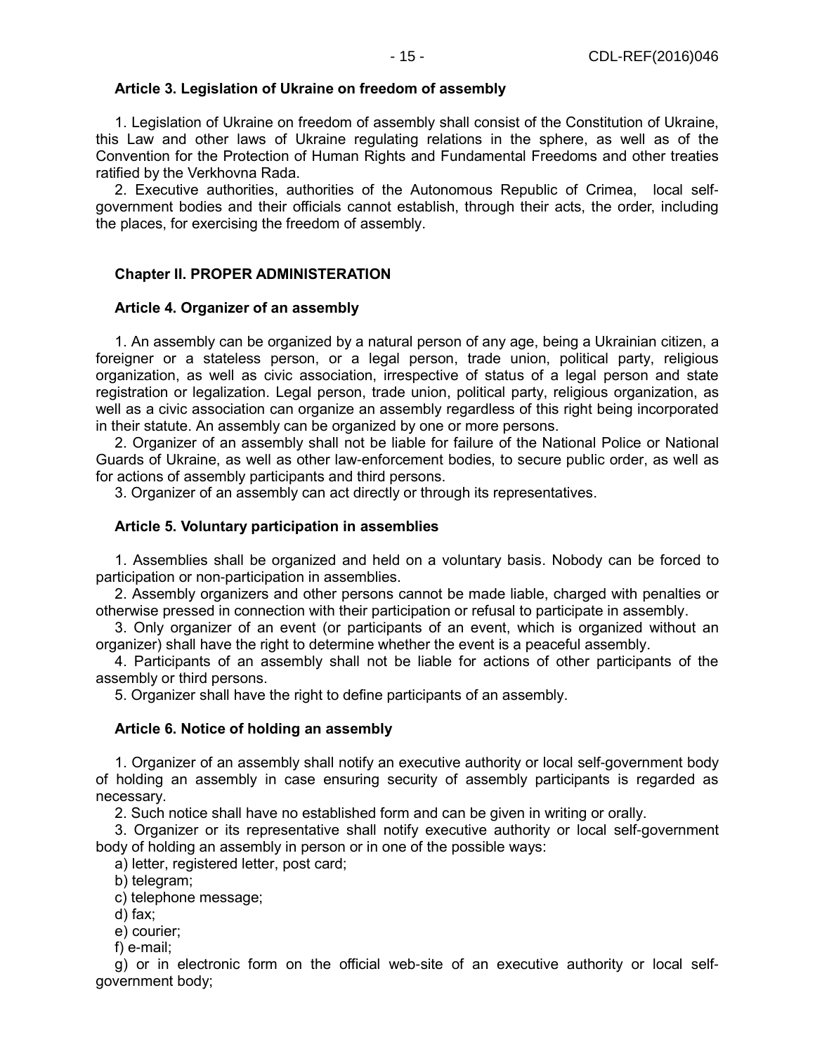**Article 3. Legislation of Ukraine on freedom of assembly**

1. Legislation of Ukraine on freedom of assembly shall consist of the Constitution of Ukraine, this Law and other laws of Ukraine regulating relations in the sphere, as well as of the Convention for the Protection of Human Rights and Fundamental Freedoms and other treaties ratified by the Verkhovna Rada.

2. Executive authorities, authorities of the Autonomous Republic of Crimea, local self-government bodies and their officials cannot establish, through their acts, the order, including the places, for exercising the freedom of assembly.

## Chapter II. PROPER ADMINISTERATION

**Article 4. Organizer of an assembly**

1. An assembly can be organized by a natural person of any age, being a Ukrainian citizen, a foreigner or a stateless person, or a legal person, trade union, political party, religious organization, as well as civic association, irrespective of status of a legal person and state registration or legalization. Legal person, trade union, political party, religious organization, as well as a civic association can organize an assembly regardless of this right being incorporated in their statute. An assembly can be organized by one or more persons.

2. Organizer of an assembly shall not be liable for failure of the National Police or National Guards of Ukraine, as well as other law-enforcement bodies, to secure public order, as well as for actions of assembly participants and third persons.

3. Organizer of an assembly can act directly or through its representatives.

**Article 5. Voluntary participation in assemblies**

1. Assemblies shall be organized and held on a voluntary basis. Nobody can be forced to participation or non-participation in assemblies.

2. Assembly organizers and other persons cannot be made liable, charged with penalties or otherwise pressed in connection with their participation or refusal to participate in assembly.

3. Only organizer of an event (or participants of an event, which is organized without an organizer) shall have the right to determine whether the event is a peaceful assembly.

4. Participants of an assembly shall not be liable for actions of other participants of the assembly or third persons.

5. Organizer shall have the right to define participants of an assembly.

**Article 6. Notice of holding an assembly**

1. Organizer of an assembly shall notify an executive authority or local self-government body of holding an assembly in case ensuring security of assembly participants is regarded as necessary.

2. Such notice shall have no established form and can be given in writing or orally.

3. Organizer or its representative shall notify executive authority or local self-government body of holding an assembly in person or in one of the possible ways:

a) letter, registered letter, post card;

b) telegram;

c) telephone message;

d) fax;

e) courier;

f) e-mail;

g) or in electronic form on the official web-site of an executive authority or local self-government body;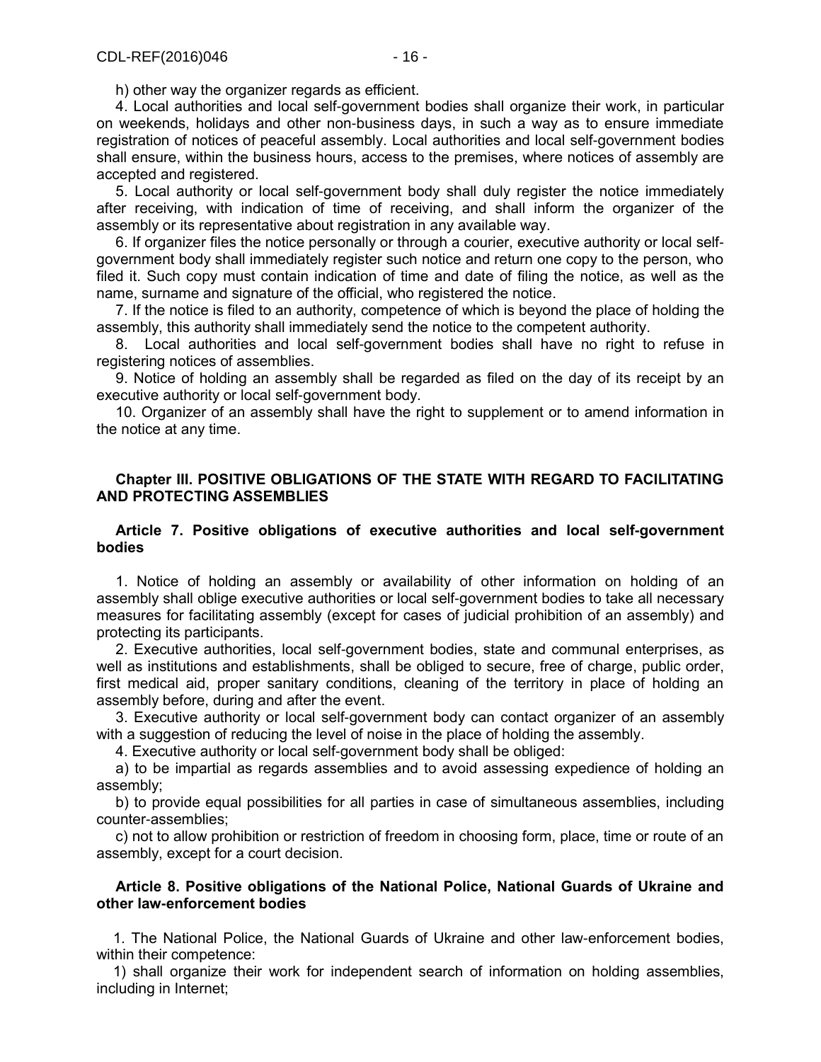h) other way the organizer regards as efficient.

4. Local authorities and local self-government bodies shall organize their work, in particular on weekends, holidays and other non-business days, in such a way as to ensure immediate registration of notices of peaceful assembly. Local authorities and local self-government bodies shall ensure, within the business hours, access to the premises, where notices of assembly are accepted and registered.

5. Local authority or local self-government body shall duly register the notice immediately after receiving, with indication of time of receiving, and shall inform the organizer of the assembly or its representative about registration in any available way.

6. If organizer files the notice personally or through a courier, executive authority or local self-government body shall immediately register such notice and return one copy to the person, who filed it. Such copy must contain indication of time and date of filing the notice, as well as the name, surname and signature of the official, who registered the notice.

7. If the notice is filed to an authority, competence of which is beyond the place of holding the assembly, this authority shall immediately send the notice to the competent authority.

8. Local authorities and local self-government bodies shall have no right to refuse in registering notices of assemblies.

9. Notice of holding an assembly shall be regarded as filed on the day of its receipt by an executive authority or local self-government body.

10. Organizer of an assembly shall have the right to supplement or to amend information in the notice at any time.

## Chapter III. POSITIVE OBLIGATIONS OF THE STATE WITH REGARD TO FACILITATING AND PROTECTING ASSEMBLIES

### Article 7. Positive obligations of executive authorities and local self-government bodies

1. Notice of holding an assembly or availability of other information on holding of an assembly shall oblige executive authorities or local self-government bodies to take all necessary measures for facilitating assembly (except for cases of judicial prohibition of an assembly) and protecting its participants.

2. Executive authorities, local self-government bodies, state and communal enterprises, as well as institutions and establishments, shall be obliged to secure, free of charge, public order, first medical aid, proper sanitary conditions, cleaning of the territory in place of holding an assembly before, during and after the event.

3. Executive authority or local self-government body can contact organizer of an assembly with a suggestion of reducing the level of noise in the place of holding the assembly.

4. Executive authority or local self-government body shall be obliged:

a) to be impartial as regards assemblies and to avoid assessing expedience of holding an assembly;

b) to provide equal possibilities for all parties in case of simultaneous assemblies, including counter-assemblies;

c) not to allow prohibition or restriction of freedom in choosing form, place, time or route of an assembly, except for a court decision.

### Article 8. Positive obligations of the National Police, National Guards of Ukraine and other law-enforcement bodies

1. The National Police, the National Guards of Ukraine and other law-enforcement bodies, within their competence:

1) shall organize their work for independent search of information on holding assemblies, including in Internet;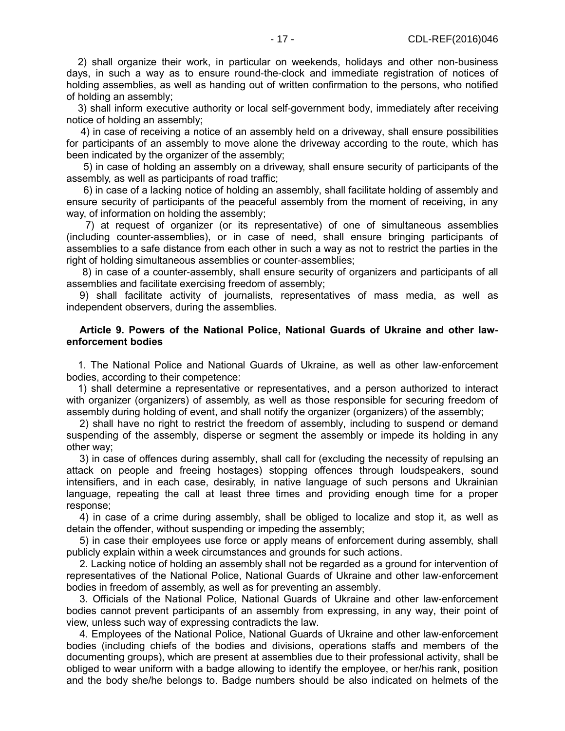2) shall organize their work, in particular on weekends, holidays and other non-business days, in such a way as to ensure round-the-clock and immediate registration of notices of holding assemblies, as well as handing out of written confirmation to the persons, who notified of holding an assembly;

3) shall inform executive authority or local self-government body, immediately after receiving notice of holding an assembly;

4) in case of receiving a notice of an assembly held on a driveway, shall ensure possibilities for participants of an assembly to move alone the driveway according to the route, which has been indicated by the organizer of the assembly;

5) in case of holding an assembly on a driveway, shall ensure security of participants of the assembly, as well as participants of road traffic;

6) in case of a lacking notice of holding an assembly, shall facilitate holding of assembly and ensure security of participants of the peaceful assembly from the moment of receiving, in any way, of information on holding the assembly;

7) at request of organizer (or its representative) of one of simultaneous assemblies (including counter-assemblies), or in case of need, shall ensure bringing participants of assemblies to a safe distance from each other in such a way as not to restrict the parties in the right of holding simultaneous assemblies or counter-assemblies;

8) in case of a counter-assembly, shall ensure security of organizers and participants of all assemblies and facilitate exercising freedom of assembly;

9) shall facilitate activity of journalists, representatives of mass media, as well as independent observers, during the assemblies.

**Article 9. Powers of the National Police, National Guards of Ukraine and other law-enforcement bodies**

1. The National Police and National Guards of Ukraine, as well as other law-enforcement bodies, according to their competence:

1) shall determine a representative or representatives, and a person authorized to interact with organizer (organizers) of assembly, as well as those responsible for securing freedom of assembly during holding of event, and shall notify the organizer (organizers) of the assembly;

2) shall have no right to restrict the freedom of assembly, including to suspend or demand suspending of the assembly, disperse or segment the assembly or impede its holding in any other way;

3) in case of offences during assembly, shall call for (excluding the necessity of repulsing an attack on people and freeing hostages) stopping offences through loudspeakers, sound intensifiers, and in each case, desirably, in native language of such persons and Ukrainian language, repeating the call at least three times and providing enough time for a proper response;

4) in case of a crime during assembly, shall be obliged to localize and stop it, as well as detain the offender, without suspending or impeding the assembly;

5) in case their employees use force or apply means of enforcement during assembly, shall publicly explain within a week circumstances and grounds for such actions.

2. Lacking notice of holding an assembly shall not be regarded as a ground for intervention of representatives of the National Police, National Guards of Ukraine and other law-enforcement bodies in freedom of assembly, as well as for preventing an assembly.

3. Officials of the National Police, National Guards of Ukraine and other law-enforcement bodies cannot prevent participants of an assembly from expressing, in any way, their point of view, unless such way of expressing contradicts the law.

4. Employees of the National Police, National Guards of Ukraine and other law-enforcement bodies (including chiefs of the bodies and divisions, operations staffs and members of the documenting groups), which are present at assemblies due to their professional activity, shall be obliged to wear uniform with a badge allowing to identify the employee, or her/his rank, position and the body she/he belongs to. Badge numbers should be also indicated on helmets of the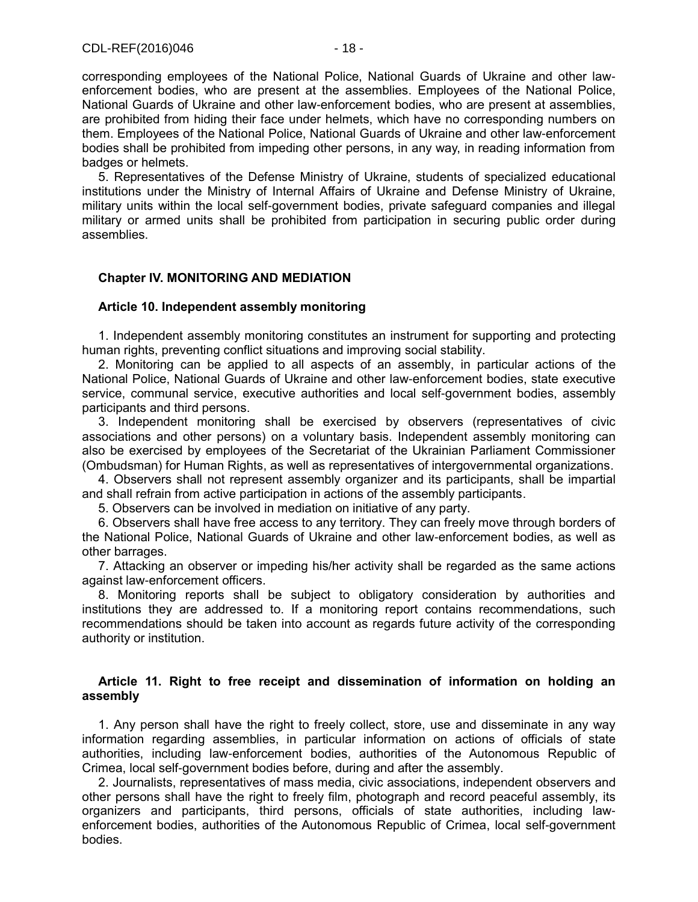corresponding employees of the National Police, National Guards of Ukraine and other law-enforcement bodies, who are present at the assemblies. Employees of the National Police, National Guards of Ukraine and other law-enforcement bodies, who are present at assemblies, are prohibited from hiding their face under helmets, which have no corresponding numbers on them. Employees of the National Police, National Guards of Ukraine and other law-enforcement bodies shall be prohibited from impeding other persons, in any way, in reading information from badges or helmets.

5. Representatives of the Defense Ministry of Ukraine, students of specialized educational institutions under the Ministry of Internal Affairs of Ukraine and Defense Ministry of Ukraine, military units within the local self-government bodies, private safeguard companies and illegal military or armed units shall be prohibited from participation in securing public order during assemblies.

## Chapter IV. MONITORING AND MEDIATION

### Article 10. Independent assembly monitoring

1. Independent assembly monitoring constitutes an instrument for supporting and protecting human rights, preventing conflict situations and improving social stability.

2. Monitoring can be applied to all aspects of an assembly, in particular actions of the National Police, National Guards of Ukraine and other law-enforcement bodies, state executive service, communal service, executive authorities and local self-government bodies, assembly participants and third persons.

3. Independent monitoring shall be exercised by observers (representatives of civic associations and other persons) on a voluntary basis. Independent assembly monitoring can also be exercised by employees of the Secretariat of the Ukrainian Parliament Commissioner (Ombudsman) for Human Rights, as well as representatives of intergovernmental organizations.

4. Observers shall not represent assembly organizer and its participants, shall be impartial and shall refrain from active participation in actions of the assembly participants.

5. Observers can be involved in mediation on initiative of any party.

6. Observers shall have free access to any territory. They can freely move through borders of the National Police, National Guards of Ukraine and other law-enforcement bodies, as well as other barrages.

7. Attacking an observer or impeding his/her activity shall be regarded as the same actions against law-enforcement officers.

8. Monitoring reports shall be subject to obligatory consideration by authorities and institutions they are addressed to. If a monitoring report contains recommendations, such recommendations should be taken into account as regards future activity of the corresponding authority or institution.

### Article 11. Right to free receipt and dissemination of information on holding an assembly

1. Any person shall have the right to freely collect, store, use and disseminate in any way information regarding assemblies, in particular information on actions of officials of state authorities, including law-enforcement bodies, authorities of the Autonomous Republic of Crimea, local self-government bodies before, during and after the assembly.

2. Journalists, representatives of mass media, civic associations, independent observers and other persons shall have the right to freely film, photograph and record peaceful assembly, its organizers and participants, third persons, officials of state authorities, including law-enforcement bodies, authorities of the Autonomous Republic of Crimea, local self-government bodies.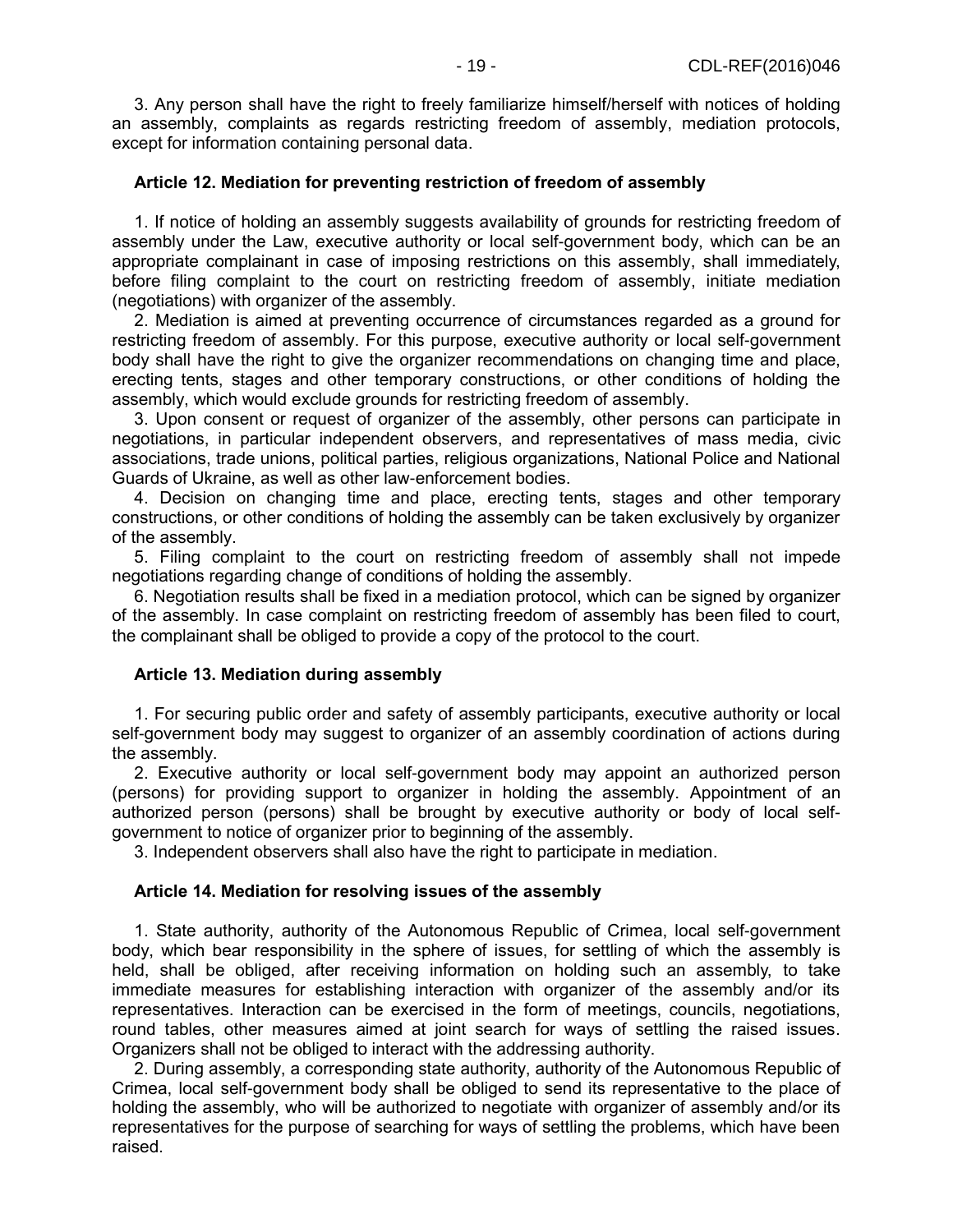3. Any person shall have the right to freely familiarize himself/herself with notices of holding an assembly, complaints as regards restricting freedom of assembly, mediation protocols, except for information containing personal data.

**Article 12. Mediation for preventing restriction of freedom of assembly**

1. If notice of holding an assembly suggests availability of grounds for restricting freedom of assembly under the Law, executive authority or local self-government body, which can be an appropriate complainant in case of imposing restrictions on this assembly, shall immediately, before filing complaint to the court on restricting freedom of assembly, initiate mediation (negotiations) with organizer of the assembly.

2. Mediation is aimed at preventing occurrence of circumstances regarded as a ground for restricting freedom of assembly. For this purpose, executive authority or local self-government body shall have the right to give the organizer recommendations on changing time and place, erecting tents, stages and other temporary constructions, or other conditions of holding the assembly, which would exclude grounds for restricting freedom of assembly.

3. Upon consent or request of organizer of the assembly, other persons can participate in negotiations, in particular independent observers, and representatives of mass media, civic associations, trade unions, political parties, religious organizations, National Police and National Guards of Ukraine, as well as other law-enforcement bodies.

4. Decision on changing time and place, erecting tents, stages and other temporary constructions, or other conditions of holding the assembly can be taken exclusively by organizer of the assembly.

5. Filing complaint to the court on restricting freedom of assembly shall not impede negotiations regarding change of conditions of holding the assembly.

6. Negotiation results shall be fixed in a mediation protocol, which can be signed by organizer of the assembly. In case complaint on restricting freedom of assembly has been filed to court, the complainant shall be obliged to provide a copy of the protocol to the court.

**Article 13. Mediation during assembly**

1. For securing public order and safety of assembly participants, executive authority or local self-government body may suggest to organizer of an assembly coordination of actions during the assembly.

2. Executive authority or local self-government body may appoint an authorized person (persons) for providing support to organizer in holding the assembly. Appointment of an authorized person (persons) shall be brought by executive authority or body of local self-government to notice of organizer prior to beginning of the assembly.

3. Independent observers shall also have the right to participate in mediation.

**Article 14. Mediation for resolving issues of the assembly**

1. State authority, authority of the Autonomous Republic of Crimea, local self-government body, which bear responsibility in the sphere of issues, for settling of which the assembly is held, shall be obliged, after receiving information on holding such an assembly, to take immediate measures for establishing interaction with organizer of the assembly and/or its representatives. Interaction can be exercised in the form of meetings, councils, negotiations, round tables, other measures aimed at joint search for ways of settling the raised issues. Organizers shall not be obliged to interact with the addressing authority.

2. During assembly, a corresponding state authority, authority of the Autonomous Republic of Crimea, local self-government body shall be obliged to send its representative to the place of holding the assembly, who will be authorized to negotiate with organizer of assembly and/or its representatives for the purpose of searching for ways of settling the problems, which have been raised.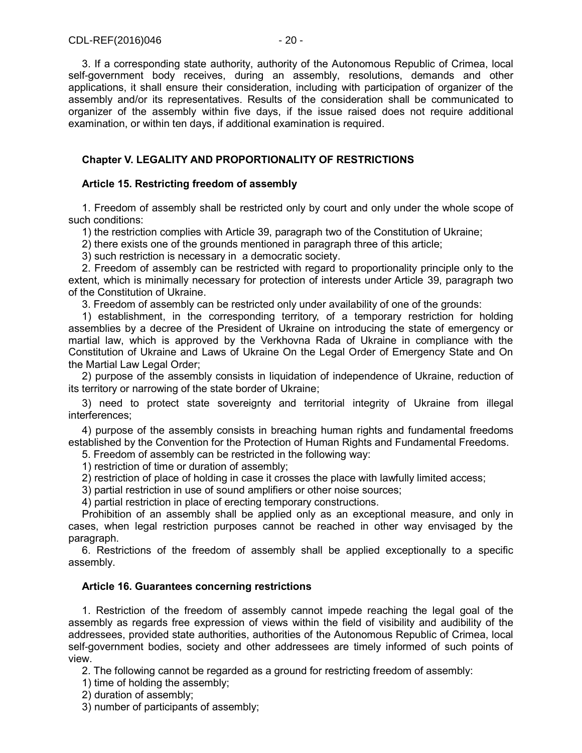3. If a corresponding state authority, authority of the Autonomous Republic of Crimea, local self-government body receives, during an assembly, resolutions, demands and other applications, it shall ensure their consideration, including with participation of organizer of the assembly and/or its representatives. Results of the consideration shall be communicated to organizer of the assembly within five days, if the issue raised does not require additional examination, or within ten days, if additional examination is required.

## Chapter V. LEGALITY AND PROPORTIONALITY OF RESTRICTIONS

### Article 15. Restricting freedom of assembly

1. Freedom of assembly shall be restricted only by court and only under the whole scope of such conditions:

1) the restriction complies with Article 39, paragraph two of the Constitution of Ukraine;

2) there exists one of the grounds mentioned in paragraph three of this article;

3) such restriction is necessary in a democratic society.

2. Freedom of assembly can be restricted with regard to proportionality principle only to the extent, which is minimally necessary for protection of interests under Article 39, paragraph two of the Constitution of Ukraine.

3. Freedom of assembly can be restricted only under availability of one of the grounds:

1) establishment, in the corresponding territory, of a temporary restriction for holding assemblies by a decree of the President of Ukraine on introducing the state of emergency or martial law, which is approved by the Verkhovna Rada of Ukraine in compliance with the Constitution of Ukraine and Laws of Ukraine On the Legal Order of Emergency State and On the Martial Law Legal Order;

2) purpose of the assembly consists in liquidation of independence of Ukraine, reduction of its territory or narrowing of the state border of Ukraine;

3) need to protect state sovereignty and territorial integrity of Ukraine from illegal interferences;

4) purpose of the assembly consists in breaching human rights and fundamental freedoms established by the Convention for the Protection of Human Rights and Fundamental Freedoms.

5. Freedom of assembly can be restricted in the following way:

1) restriction of time or duration of assembly;

2) restriction of place of holding in case it crosses the place with lawfully limited access;

3) partial restriction in use of sound amplifiers or other noise sources;

4) partial restriction in place of erecting temporary constructions.

Prohibition of an assembly shall be applied only as an exceptional measure, and only in cases, when legal restriction purposes cannot be reached in other way envisaged by the paragraph.

6. Restrictions of the freedom of assembly shall be applied exceptionally to a specific assembly.

### Article 16. Guarantees concerning restrictions

1. Restriction of the freedom of assembly cannot impede reaching the legal goal of the assembly as regards free expression of views within the field of visibility and audibility of the addressees, provided state authorities, authorities of the Autonomous Republic of Crimea, local self-government bodies, society and other addressees are timely informed of such points of view.

2. The following cannot be regarded as a ground for restricting freedom of assembly:

1) time of holding the assembly;

2) duration of assembly;

3) number of participants of assembly;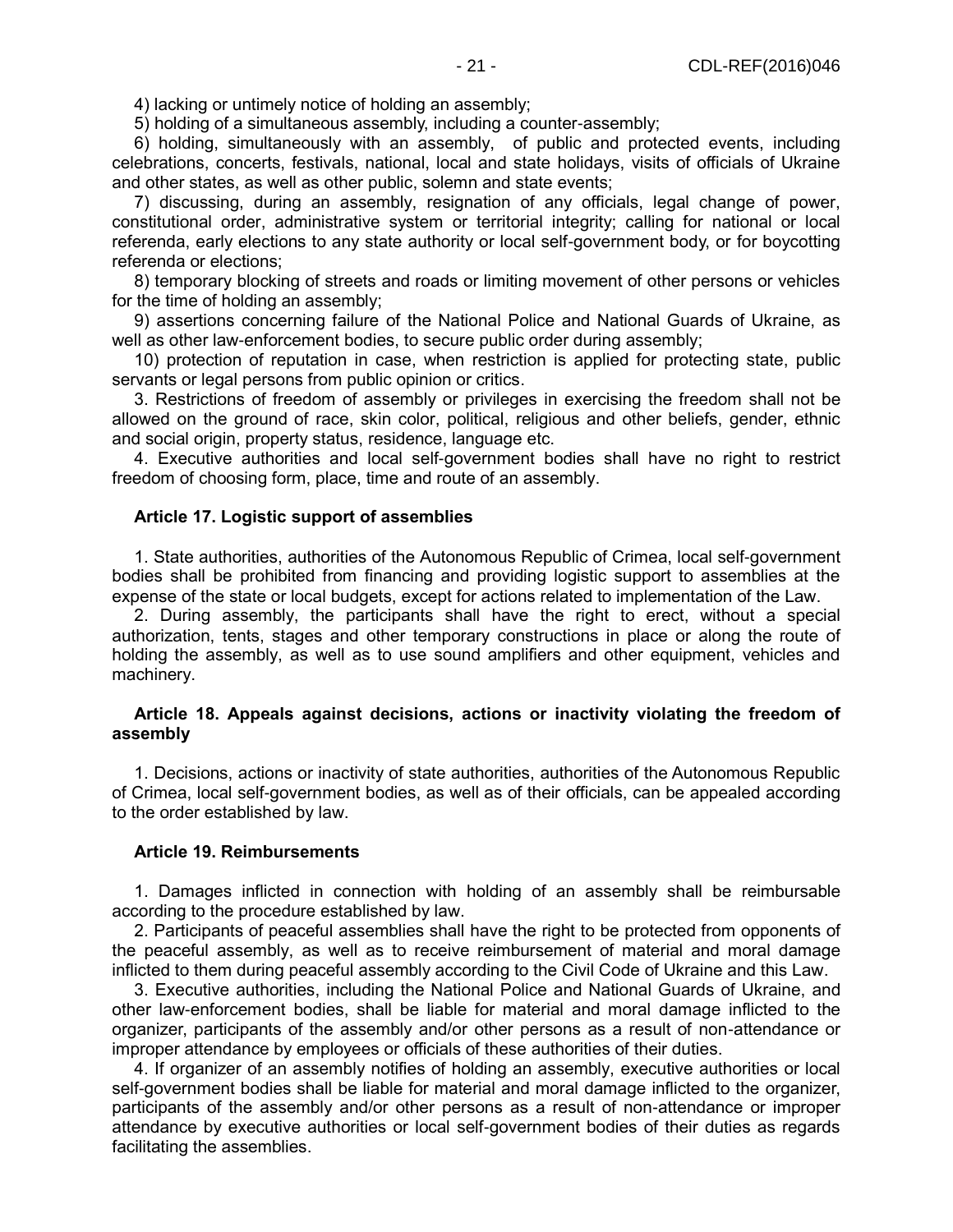4) lacking or untimely notice of holding an assembly;

5) holding of a simultaneous assembly, including a counter-assembly;

6) holding, simultaneously with an assembly, of public and protected events, including celebrations, concerts, festivals, national, local and state holidays, visits of officials of Ukraine and other states, as well as other public, solemn and state events;

7) discussing, during an assembly, resignation of any officials, legal change of power, constitutional order, administrative system or territorial integrity; calling for national or local referenda, early elections to any state authority or local self-government body, or for boycotting referenda or elections;

8) temporary blocking of streets and roads or limiting movement of other persons or vehicles for the time of holding an assembly;

9) assertions concerning failure of the National Police and National Guards of Ukraine, as well as other law-enforcement bodies, to secure public order during assembly;

10) protection of reputation in case, when restriction is applied for protecting state, public servants or legal persons from public opinion or critics.

3. Restrictions of freedom of assembly or privileges in exercising the freedom shall not be allowed on the ground of race, skin color, political, religious and other beliefs, gender, ethnic and social origin, property status, residence, language etc.

4. Executive authorities and local self-government bodies shall have no right to restrict freedom of choosing form, place, time and route of an assembly.

### Article 17. Logistic support of assemblies

1. State authorities, authorities of the Autonomous Republic of Crimea, local self-government bodies shall be prohibited from financing and providing logistic support to assemblies at the expense of the state or local budgets, except for actions related to implementation of the Law.

2. During assembly, the participants shall have the right to erect, without a special authorization, tents, stages and other temporary constructions in place or along the route of holding the assembly, as well as to use sound amplifiers and other equipment, vehicles and machinery.

### Article 18. Appeals against decisions, actions or inactivity violating the freedom of assembly

1. Decisions, actions or inactivity of state authorities, authorities of the Autonomous Republic of Crimea, local self-government bodies, as well as of their officials, can be appealed according to the order established by law.

### Article 19. Reimbursements

1. Damages inflicted in connection with holding of an assembly shall be reimbursable according to the procedure established by law.

2. Participants of peaceful assemblies shall have the right to be protected from opponents of the peaceful assembly, as well as to receive reimbursement of material and moral damage inflicted to them during peaceful assembly according to the Civil Code of Ukraine and this Law.

3. Executive authorities, including the National Police and National Guards of Ukraine, and other law-enforcement bodies, shall be liable for material and moral damage inflicted to the organizer, participants of the assembly and/or other persons as a result of non-attendance or improper attendance by employees or officials of these authorities of their duties.

4. If organizer of an assembly notifies of holding an assembly, executive authorities or local self-government bodies shall be liable for material and moral damage inflicted to the organizer, participants of the assembly and/or other persons as a result of non-attendance or improper attendance by executive authorities or local self-government bodies of their duties as regards facilitating the assemblies.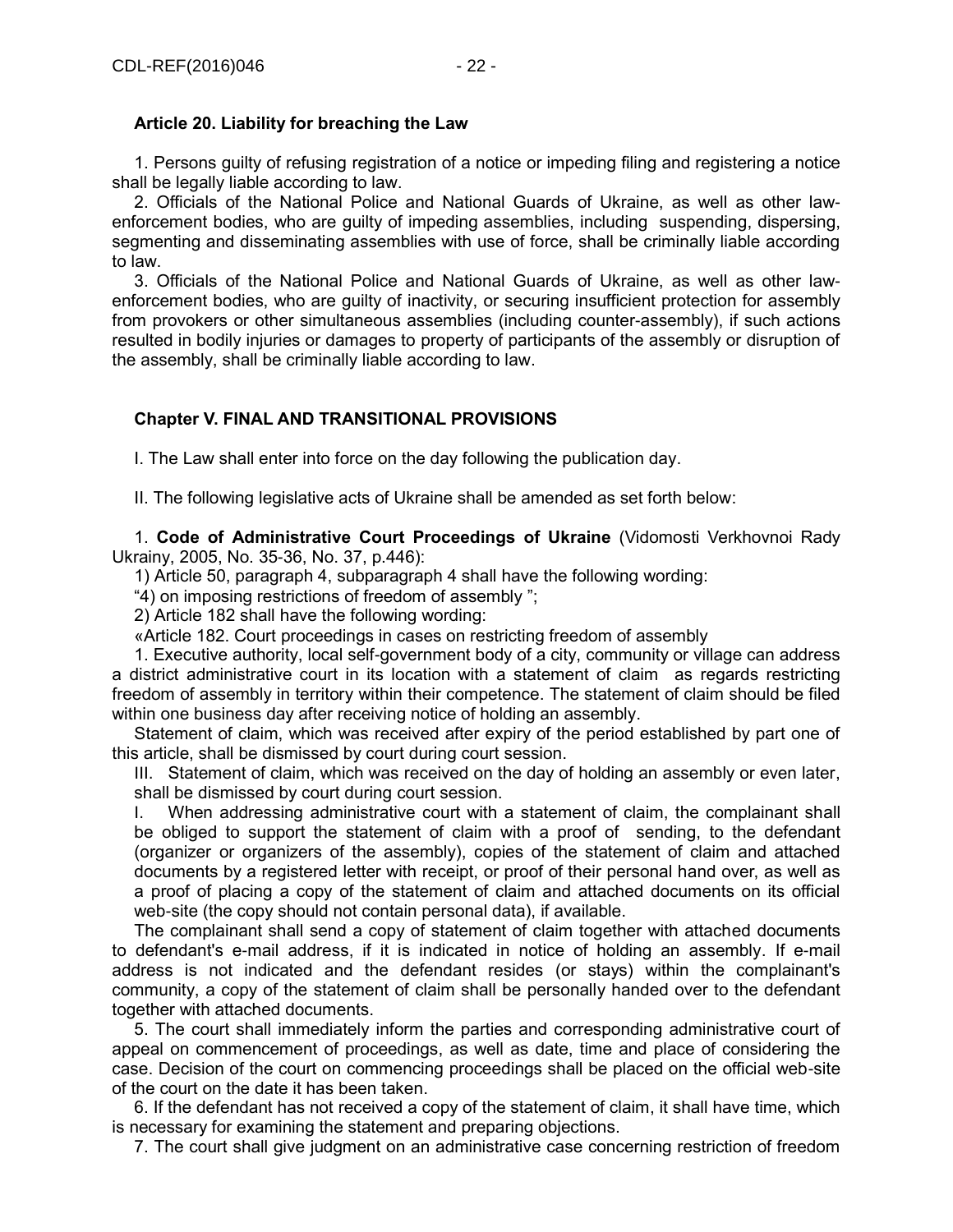**Article 20. Liability for breaching the Law**

1. Persons guilty of refusing registration of a notice or impeding filing and registering a notice shall be legally liable according to law.

2. Officials of the National Police and National Guards of Ukraine, as well as other law-enforcement bodies, who are guilty of impeding assemblies, including suspending, dispersing, segmenting and disseminating assemblies with use of force, shall be criminally liable according to law.

3. Officials of the National Police and National Guards of Ukraine, as well as other law-enforcement bodies, who are guilty of inactivity, or securing insufficient protection for assembly from provokers or other simultaneous assemblies (including counter-assembly), if such actions resulted in bodily injuries or damages to property of participants of the assembly or disruption of the assembly, shall be criminally liable according to law.

**Chapter V. FINAL AND TRANSITIONAL PROVISIONS**

I. The Law shall enter into force on the day following the publication day.

II. The following legislative acts of Ukraine shall be amended as set forth below:

1. **Code of Administrative Court Proceedings of Ukraine** (Vidomosti Verkhovnoi Rady Ukrainy, 2005, No. 35-36, No. 37, p.446):

1) Article 50, paragraph 4, subparagraph 4 shall have the following wording:

“4) on imposing restrictions of freedom of assembly ”;

2) Article 182 shall have the following wording:

«Article 182. Court proceedings in cases on restricting freedom of assembly

1. Executive authority, local self-government body of a city, community or village can address a district administrative court in its location with a statement of claim as regards restricting freedom of assembly in territory within their competence. The statement of claim should be filed within one business day after receiving notice of holding an assembly.

Statement of claim, which was received after expiry of the period established by part one of this article, shall be dismissed by court during court session.

III. Statement of claim, which was received on the day of holding an assembly or even later, shall be dismissed by court during court session.

I. When addressing administrative court with a statement of claim, the complainant shall be obliged to support the statement of claim with a proof of sending, to the defendant (organizer or organizers of the assembly), copies of the statement of claim and attached documents by a registered letter with receipt, or proof of their personal hand over, as well as a proof of placing a copy of the statement of claim and attached documents on its official web-site (the copy should not contain personal data), if available.

The complainant shall send a copy of statement of claim together with attached documents to defendant's e-mail address, if it is indicated in notice of holding an assembly. If e-mail address is not indicated and the defendant resides (or stays) within the complainant's community, a copy of the statement of claim shall be personally handed over to the defendant together with attached documents.

5. The court shall immediately inform the parties and corresponding administrative court of appeal on commencement of proceedings, as well as date, time and place of considering the case. Decision of the court on commencing proceedings shall be placed on the official web-site of the court on the date it has been taken.

6. If the defendant has not received a copy of the statement of claim, it shall have time, which is necessary for examining the statement and preparing objections.

7. The court shall give judgment on an administrative case concerning restriction of freedom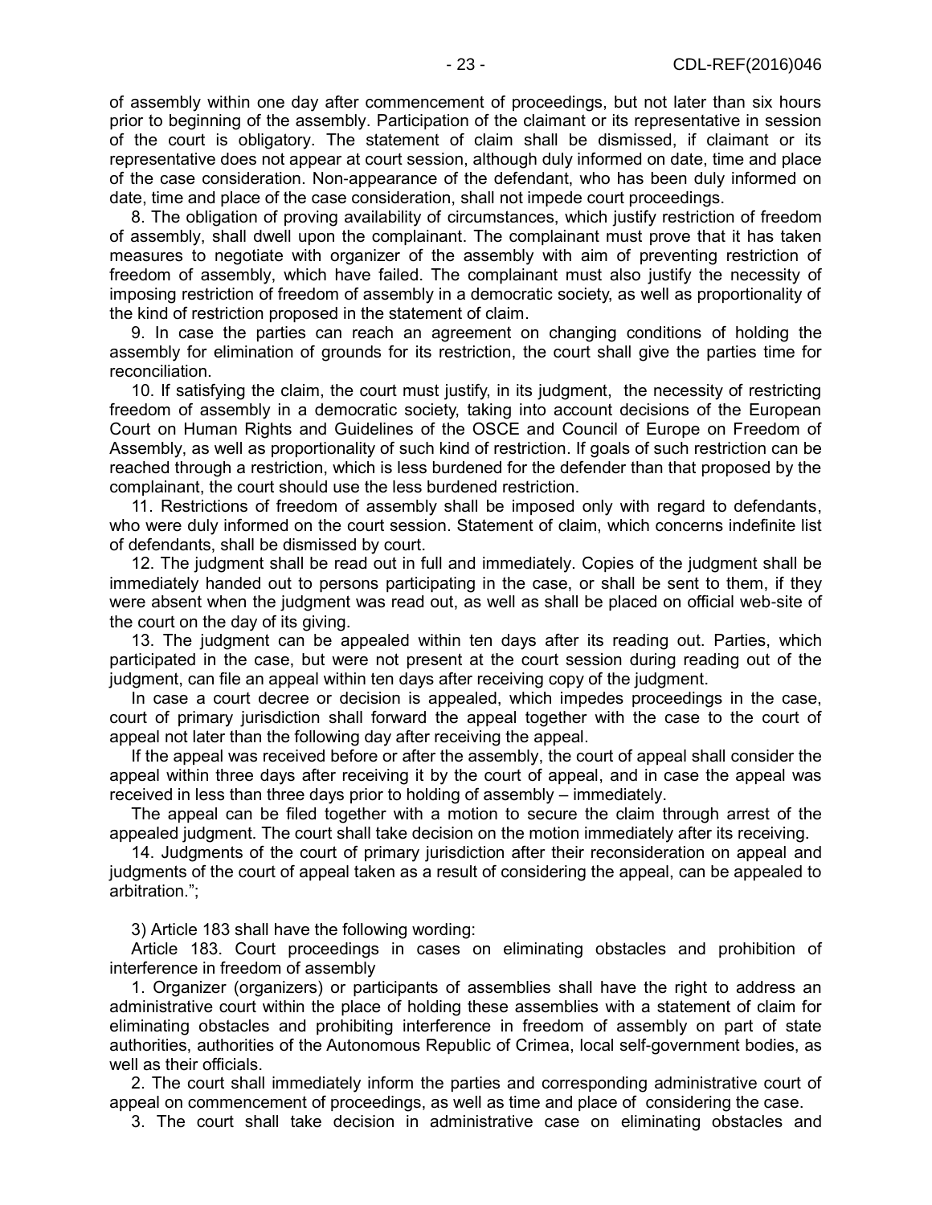of assembly within one day after commencement of proceedings, but not later than six hours prior to beginning of the assembly. Participation of the claimant or its representative in session of the court is obligatory. The statement of claim shall be dismissed, if claimant or its representative does not appear at court session, although duly informed on date, time and place of the case consideration. Non-appearance of the defendant, who has been duly informed on date, time and place of the case consideration, shall not impede court proceedings.

8. The obligation of proving availability of circumstances, which justify restriction of freedom of assembly, shall dwell upon the complainant. The complainant must prove that it has taken measures to negotiate with organizer of the assembly with aim of preventing restriction of freedom of assembly, which have failed. The complainant must also justify the necessity of imposing restriction of freedom of assembly in a democratic society, as well as proportionality of the kind of restriction proposed in the statement of claim.

9. In case the parties can reach an agreement on changing conditions of holding the assembly for elimination of grounds for its restriction, the court shall give the parties time for reconciliation.

10. If satisfying the claim, the court must justify, in its judgment, the necessity of restricting freedom of assembly in a democratic society, taking into account decisions of the European Court on Human Rights and Guidelines of the OSCE and Council of Europe on Freedom of Assembly, as well as proportionality of such kind of restriction. If goals of such restriction can be reached through a restriction, which is less burdened for the defender than that proposed by the complainant, the court should use the less burdened restriction.

11. Restrictions of freedom of assembly shall be imposed only with regard to defendants, who were duly informed on the court session. Statement of claim, which concerns indefinite list of defendants, shall be dismissed by court.

12. The judgment shall be read out in full and immediately. Copies of the judgment shall be immediately handed out to persons participating in the case, or shall be sent to them, if they were absent when the judgment was read out, as well as shall be placed on official web-site of the court on the day of its giving.

13. The judgment can be appealed within ten days after its reading out. Parties, which participated in the case, but were not present at the court session during reading out of the judgment, can file an appeal within ten days after receiving copy of the judgment.

In case a court decree or decision is appealed, which impedes proceedings in the case, court of primary jurisdiction shall forward the appeal together with the case to the court of appeal not later than the following day after receiving the appeal.

If the appeal was received before or after the assembly, the court of appeal shall consider the appeal within three days after receiving it by the court of appeal, and in case the appeal was received in less than three days prior to holding of assembly – immediately.

The appeal can be filed together with a motion to secure the claim through arrest of the appealed judgment. The court shall take decision on the motion immediately after its receiving.

14. Judgments of the court of primary jurisdiction after their reconsideration on appeal and judgments of the court of appeal taken as a result of considering the appeal, can be appealed to arbitration.";

3) Article 183 shall have the following wording:

Article 183. Court proceedings in cases on eliminating obstacles and prohibition of interference in freedom of assembly

1. Organizer (organizers) or participants of assemblies shall have the right to address an administrative court within the place of holding these assemblies with a statement of claim for eliminating obstacles and prohibiting interference in freedom of assembly on part of state authorities, authorities of the Autonomous Republic of Crimea, local self-government bodies, as well as their officials.

2. The court shall immediately inform the parties and corresponding administrative court of appeal on commencement of proceedings, as well as time and place of considering the case.

3. The court shall take decision in administrative case on eliminating obstacles and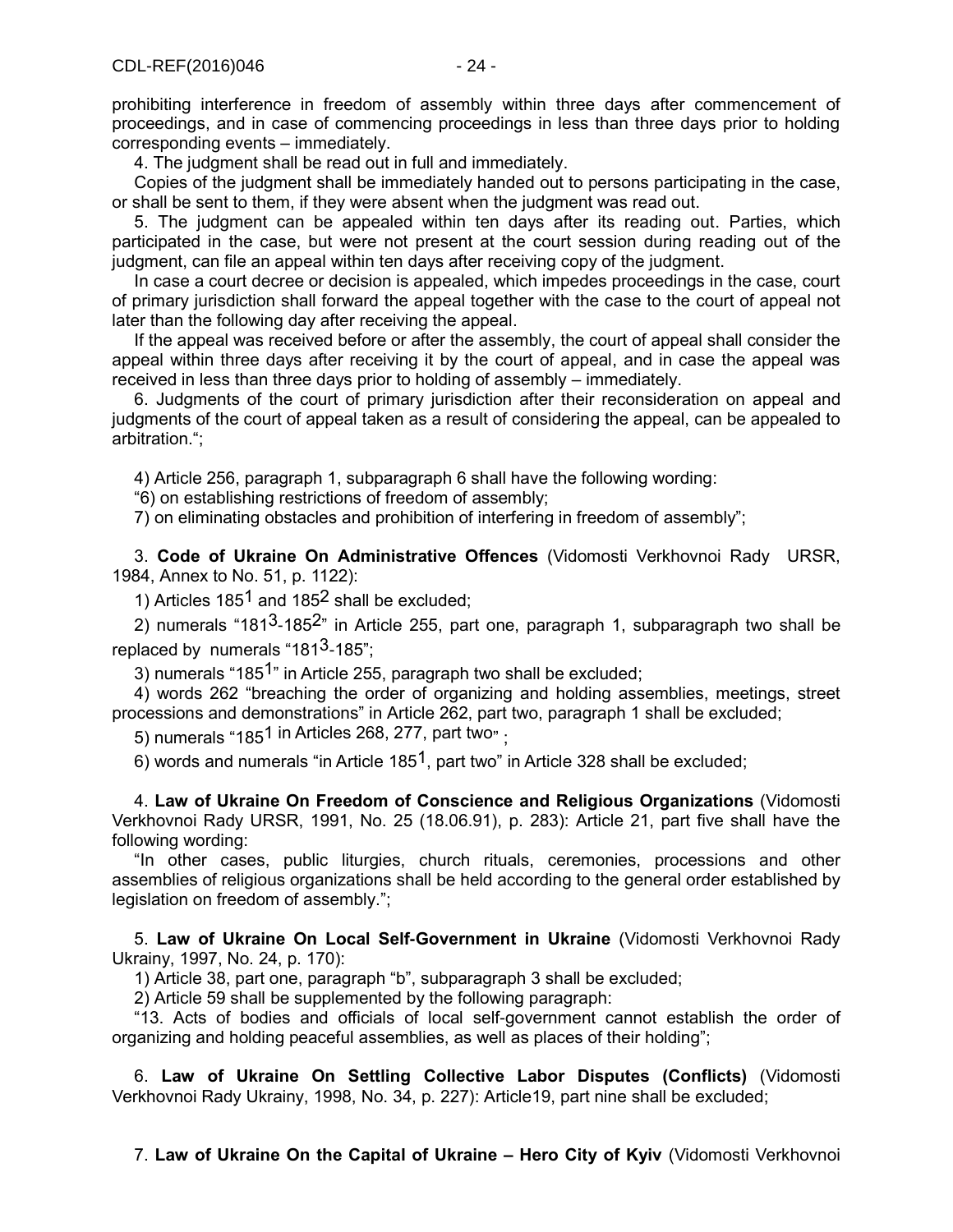prohibiting interference in freedom of assembly within three days after commencement of proceedings, and in case of commencing proceedings in less than three days prior to holding corresponding events – immediately.

4. The judgment shall be read out in full and immediately.

Copies of the judgment shall be immediately handed out to persons participating in the case, or shall be sent to them, if they were absent when the judgment was read out.

5. The judgment can be appealed within ten days after its reading out. Parties, which participated in the case, but were not present at the court session during reading out of the judgment, can file an appeal within ten days after receiving copy of the judgment.

In case a court decree or decision is appealed, which impedes proceedings in the case, court of primary jurisdiction shall forward the appeal together with the case to the court of appeal not later than the following day after receiving the appeal.

If the appeal was received before or after the assembly, the court of appeal shall consider the appeal within three days after receiving it by the court of appeal, and in case the appeal was received in less than three days prior to holding of assembly – immediately.

6. Judgments of the court of primary jurisdiction after their reconsideration on appeal and judgments of the court of appeal taken as a result of considering the appeal, can be appealed to arbitration.";

4) Article 256, paragraph 1, subparagraph 6 shall have the following wording:

"6) on establishing restrictions of freedom of assembly;

7) on eliminating obstacles and prohibition of interfering in freedom of assembly";

3. **Code of Ukraine On Administrative Offences** (Vidomosti Verkhovnoi Rady URSR, 1984, Annex to No. 51, p. 1122):

1) Articles $185^1$ and $185^2$ shall be excluded;

2) numerals "$181^3$-$185^2$" in Article 255, part one, paragraph 1, subparagraph two shall be replaced by numerals "$181^3$-185";

3) numerals "$185^1$" in Article 255, paragraph two shall be excluded;

4) words 262 "breaching the order of organizing and holding assemblies, meetings, street processions and demonstrations" in Article 262, part two, paragraph 1 shall be excluded;

5) numerals "$185^1$ in Articles 268, 277, part two" ;

6) words and numerals "in Article $185^1$, part two" in Article 328 shall be excluded;

4. **Law of Ukraine On Freedom of Conscience and Religious Organizations** (Vidomosti Verkhovnoi Rady URSR, 1991, No. 25 (18.06.91), p. 283): Article 21, part five shall have the following wording:

"In other cases, public liturgies, church rituals, ceremonies, processions and other assemblies of religious organizations shall be held according to the general order established by legislation on freedom of assembly.";

5. **Law of Ukraine On Local Self-Government in Ukraine** (Vidomosti Verkhovnoi Rady Ukrainy, 1997, No. 24, p. 170):

1) Article 38, part one, paragraph "b", subparagraph 3 shall be excluded;

2) Article 59 shall be supplemented by the following paragraph:

"13. Acts of bodies and officials of local self-government cannot establish the order of organizing and holding peaceful assemblies, as well as places of their holding";

6. **Law of Ukraine On Settling Collective Labor Disputes (Conflicts)** (Vidomosti Verkhovnoi Rady Ukrainy, 1998, No. 34, p. 227): Article19, part nine shall be excluded;

7. **Law of Ukraine On the Capital of Ukraine – Hero City of Kyiv** (Vidomosti Verkhovnoi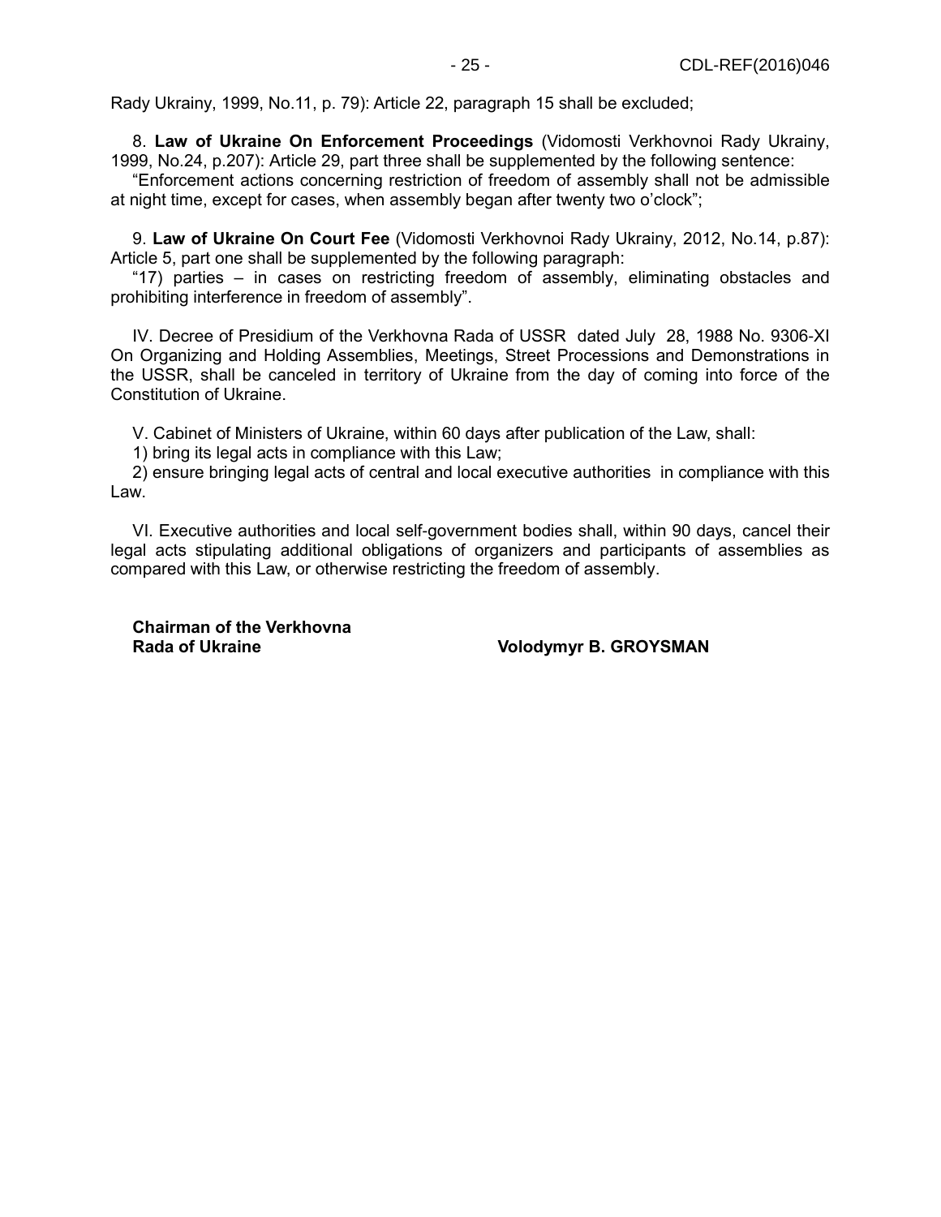Rady Ukrainy, 1999, No.11, p. 79): Article 22, paragraph 15 shall be excluded;

8. **Law of Ukraine On Enforcement Proceedings** (Vidomosti Verkhovnoi Rady Ukrainy, 1999, No.24, p.207): Article 29, part three shall be supplemented by the following sentence:

"Enforcement actions concerning restriction of freedom of assembly shall not be admissible at night time, except for cases, when assembly began after twenty two o'clock";

9. **Law of Ukraine On Court Fee** (Vidomosti Verkhovnoi Rady Ukrainy, 2012, No.14, p.87): Article 5, part one shall be supplemented by the following paragraph:

"17) parties – in cases on restricting freedom of assembly, eliminating obstacles and prohibiting interference in freedom of assembly".

IV. Decree of Presidium of the Verkhovna Rada of USSR dated July 28, 1988 No. 9306-XI On Organizing and Holding Assemblies, Meetings, Street Processions and Demonstrations in the USSR, shall be canceled in territory of Ukraine from the day of coming into force of the Constitution of Ukraine.

V. Cabinet of Ministers of Ukraine, within 60 days after publication of the Law, shall:

1) bring its legal acts in compliance with this Law;

2) ensure bringing legal acts of central and local executive authorities in compliance with this Law.

VI. Executive authorities and local self-government bodies shall, within 90 days, cancel their legal acts stipulating additional obligations of organizers and participants of assemblies as compared with this Law, or otherwise restricting the freedom of assembly.

**Chairman of the Verkhovna Rada of Ukraine** **Volodymyr B. GROYSMAN**